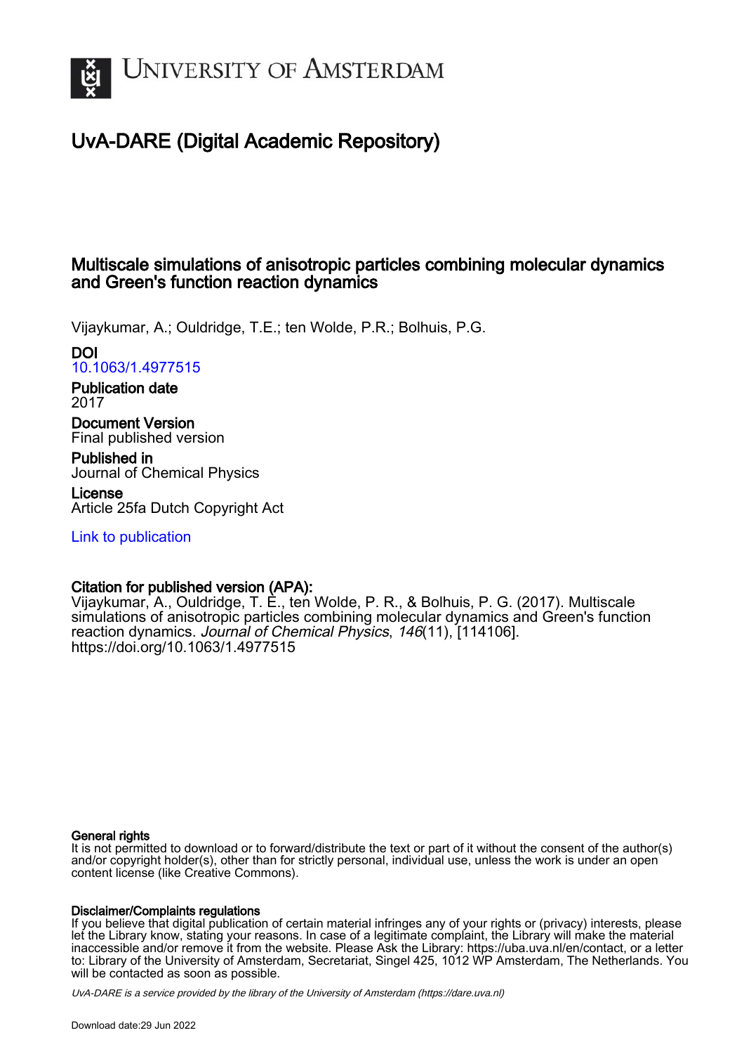# UvA-DARE (Digital Academic Repository)

## Multiscale simulations of anisotropic particles combining molecular dynamics and Green's function reaction dynamics

Vijaykumar, A.; Ouldridge, T.E.; ten Wolde, P.R.; Bolhuis, P.G.

**DOI**
10.1063/1.4977515

**Publication date**
2017

**Document Version**
Final published version

**Published in**
Journal of Chemical Physics

**License**
Article 25fa Dutch Copyright Act

Link to publication

**Citation for published version (APA):**
Vijaykumar, A., Ouldridge, T. E., ten Wolde, P. R., & Bolhuis, P. G. (2017). Multiscale simulations of anisotropic particles combining molecular dynamics and Green's function reaction dynamics. *Journal of Chemical Physics*, *146*(11), [114106]. https://doi.org/10.1063/1.4977515

**General rights**
It is not permitted to download or to forward/distribute the text or part of it without the consent of the author(s) and/or copyright holder(s), other than for strictly personal, individual use, unless the work is under an open content license (like Creative Commons).

**Disclaimer/Complaints regulations**
If you believe that digital publication of certain material infringes any of your rights or (privacy) interests, please let the Library know, stating your reasons. In case of a legitimate complaint, the Library will make the material inaccessible and/or remove it from the website. Please Ask the Library: https://uba.uva.nl/en/contact, or a letter to: Library of the University of Amsterdam, Secretariat, Singel 425, 1012 WP Amsterdam, The Netherlands. You will be contacted as soon as possible.

UvA-DARE is a service provided by the library of the University of Amsterdam (https://dare.uva.nl)

Download date:29 Jun 2022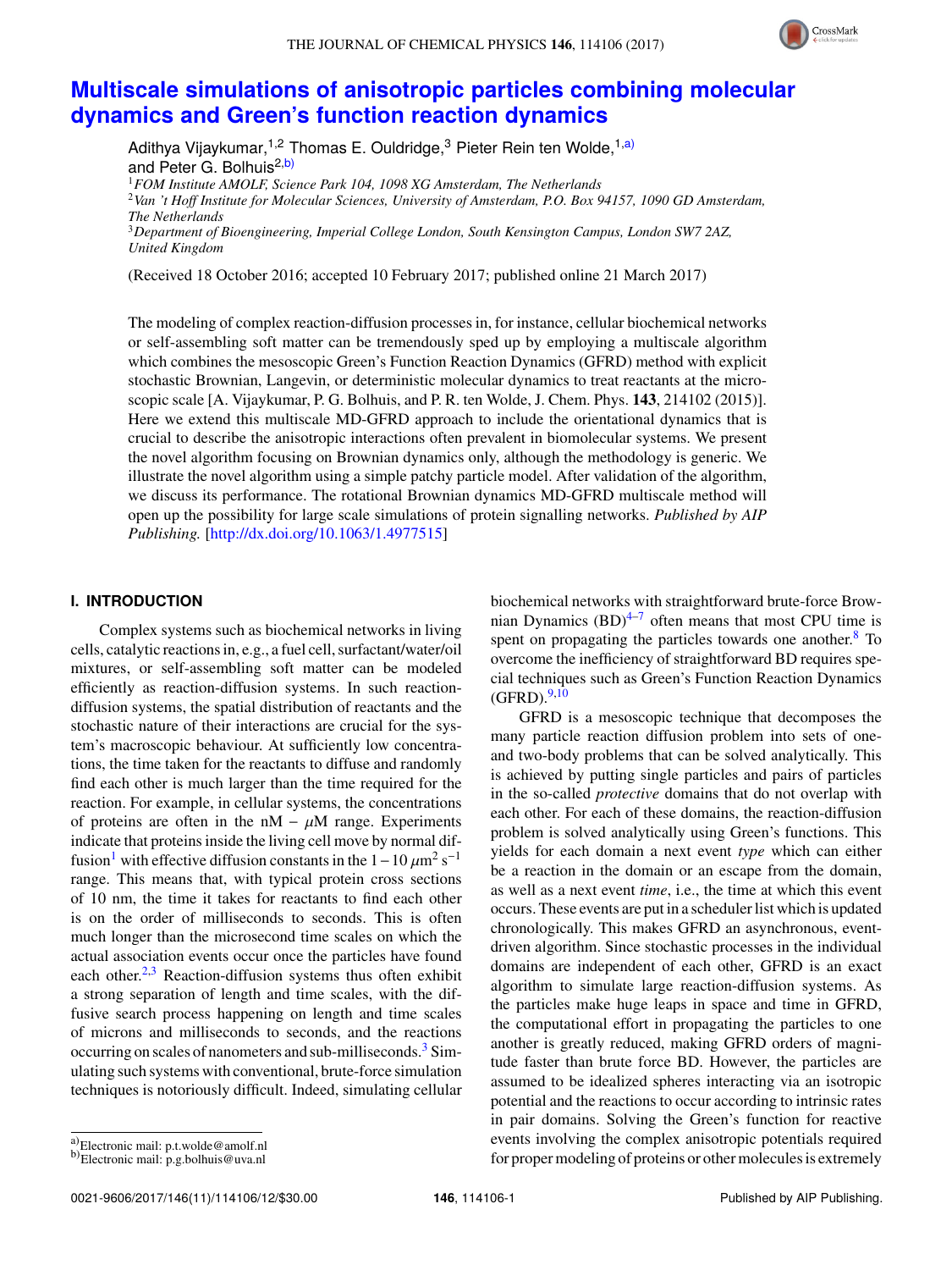# Multiscale simulations of anisotropic particles combining molecular dynamics and Green's function reaction dynamics

Adithya Vijaykumar,[1,2] Thomas E. Ouldridge,[3] Pieter Rein ten Wolde,[1,a)] and Peter G. Bolhuis[2,b)]

[1]*FOM Institute AMOLF, Science Park 104, 1098 XG Amsterdam, The Netherlands*
[2]*Van 't Hoff Institute for Molecular Sciences, University of Amsterdam, P.O. Box 94157, 1090 GD Amsterdam, The Netherlands*
[3]*Department of Bioengineering, Imperial College London, South Kensington Campus, London SW7 2AZ, United Kingdom*

(Received 18 October 2016; accepted 10 February 2017; published online 21 March 2017)

The modeling of complex reaction-diffusion processes in, for instance, cellular biochemical networks or self-assembling soft matter can be tremendously sped up by employing a multiscale algorithm which combines the mesoscopic Green's Function Reaction Dynamics (GFRD) method with explicit stochastic Brownian, Langevin, or deterministic molecular dynamics to treat reactants at the microscopic scale [A. Vijaykumar, P. G. Bolhuis, and P. R. ten Wolde, J. Chem. Phys. **143**, 214102 (2015)]. Here we extend this multiscale MD-GFRD approach to include the orientational dynamics that is crucial to describe the anisotropic interactions often prevalent in biomolecular systems. We present the novel algorithm focusing on Brownian dynamics only, although the methodology is generic. We illustrate the novel algorithm using a simple patchy particle model. After validation of the algorithm, we discuss its performance. The rotational Brownian dynamics MD-GFRD multiscale method will open up the possibility for large scale simulations of protein signalling networks. *Published by AIP Publishing.* [http://dx.doi.org/10.1063/1.4977515]

## I. INTRODUCTION

Complex systems such as biochemical networks in living cells, catalytic reactions in, e.g., a fuel cell, surfactant/water/oil mixtures, or self-assembling soft matter can be modeled efficiently as reaction-diffusion systems. In such reaction-diffusion systems, the spatial distribution of reactants and the stochastic nature of their interactions are crucial for the system's macroscopic behaviour. At sufficiently low concentrations, the time taken for the reactants to diffuse and randomly find each other is much larger than the time required for the reaction. For example, in cellular systems, the concentrations of proteins are often in the nM – $\mu$M range. Experiments indicate that proteins inside the living cell move by normal diffusion[1] with effective diffusion constants in the $1-10\ \mu\text{m}^2\ \text{s}^{-1}$ range. This means that, with typical protein cross sections of 10 nm, the time it takes for reactants to find each other is on the order of milliseconds to seconds. This is often much longer than the microsecond time scales on which the actual association events occur once the particles have found each other.[2,3] Reaction-diffusion systems thus often exhibit a strong separation of length and time scales, with the diffusive search process happening on length and time scales of microns and milliseconds to seconds, and the reactions occurring on scales of nanometers and sub-milliseconds.[3] Simulating such systems with conventional, brute-force simulation techniques is notoriously difficult. Indeed, simulating cellular biochemical networks with straightforward brute-force Brownian Dynamics (BD)[4–7] often means that most CPU time is spent on propagating the particles towards one another.[8] To overcome the inefficiency of straightforward BD requires special techniques such as Green's Function Reaction Dynamics (GFRD).[9,10]

GFRD is a mesoscopic technique that decomposes the many particle reaction diffusion problem into sets of one- and two-body problems that can be solved analytically. This is achieved by putting single particles and pairs of particles in the so-called *protective* domains that do not overlap with each other. For each of these domains, the reaction-diffusion problem is solved analytically using Green's functions. This yields for each domain a next event *type* which can either be a reaction in the domain or an escape from the domain, as well as a next event *time*, i.e., the time at which this event occurs. These events are put in a scheduler list which is updated chronologically. This makes GFRD an asynchronous, event-driven algorithm. Since stochastic processes in the individual domains are independent of each other, GFRD is an exact algorithm to simulate large reaction-diffusion systems. As the particles make huge leaps in space and time in GFRD, the computational effort in propagating the particles to one another is greatly reduced, making GFRD orders of magnitude faster than brute force BD. However, the particles are assumed to be idealized spheres interacting via an isotropic potential and the reactions to occur according to intrinsic rates in pair domains. Solving the Green's function for reactive events involving the complex anisotropic potentials required for proper modeling of proteins or other molecules is extremely

a)Electronic mail: p.t.wolde@amolf.nl
b)Electronic mail: p.g.bolhuis@uva.nl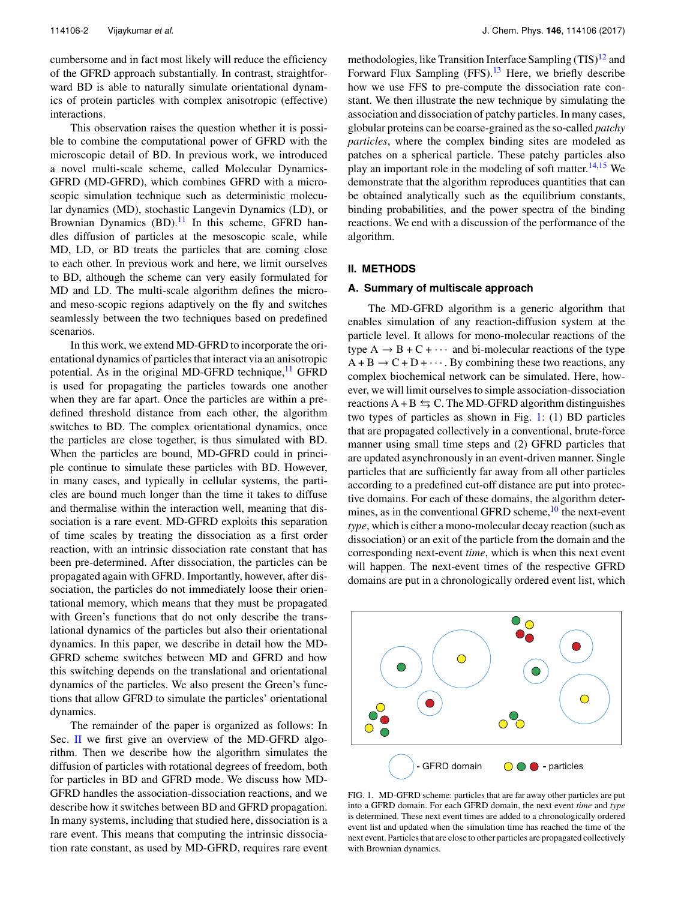cumbersome and in fact most likely will reduce the efficiency of the GFRD approach substantially. In contrast, straightforward BD is able to naturally simulate orientational dynamics of protein particles with complex anisotropic (effective) interactions.

This observation raises the question whether it is possible to combine the computational power of GFRD with the microscopic detail of BD. In previous work, we introduced a novel multi-scale scheme, called Molecular Dynamics-GFRD (MD-GFRD), which combines GFRD with a microscopic simulation technique such as deterministic molecular dynamics (MD), stochastic Langevin Dynamics (LD), or Brownian Dynamics (BD).[11] In this scheme, GFRD handles diffusion of particles at the mesoscopic scale, while MD, LD, or BD treats the particles that are coming close to each other. In previous work and here, we limit ourselves to BD, although the scheme can very easily formulated for MD and LD. The multi-scale algorithm defines the micro- and meso-scopic regions adaptively on the fly and switches seamlessly between the two techniques based on predefined scenarios.

In this work, we extend MD-GFRD to incorporate the orientational dynamics of particles that interact via an anisotropic potential. As in the original MD-GFRD technique,[11] GFRD is used for propagating the particles towards one another when they are far apart. Once the particles are within a predefined threshold distance from each other, the algorithm switches to BD. The complex orientational dynamics, once the particles are close together, is thus simulated with BD. When the particles are bound, MD-GFRD could in principle continue to simulate these particles with BD. However, in many cases, and typically in cellular systems, the particles are bound much longer than the time it takes to diffuse and thermalise within the interaction well, meaning that dissociation is a rare event. MD-GFRD exploits this separation of time scales by treating the dissociation as a first order reaction, with an intrinsic dissociation rate constant that has been pre-determined. After dissociation, the particles can be propagated again with GFRD. Importantly, however, after dissociation, the particles do not immediately loose their orientational memory, which means that they must be propagated with Green's functions that do not only describe the translational dynamics of the particles but also their orientational dynamics. In this paper, we describe in detail how the MD-GFRD scheme switches between MD and GFRD and how this switching depends on the translational and orientational dynamics of the particles. We also present the Green's functions that allow GFRD to simulate the particles' orientational dynamics.

The remainder of the paper is organized as follows: In Sec. II we first give an overview of the MD-GFRD algorithm. Then we describe how the algorithm simulates the diffusion of particles with rotational degrees of freedom, both for particles in BD and GFRD mode. We discuss how MD-GFRD handles the association-dissociation reactions, and we describe how it switches between BD and GFRD propagation. In many systems, including that studied here, dissociation is a rare event. This means that computing the intrinsic dissociation rate constant, as used by MD-GFRD, requires rare event methodologies, like Transition Interface Sampling (TIS)[12] and Forward Flux Sampling (FFS).[13] Here, we briefly describe how we use FFS to pre-compute the dissociation rate constant. We then illustrate the new technique by simulating the association and dissociation of patchy particles. In many cases, globular proteins can be coarse-grained as the so-called *patchy particles*, where the complex binding sites are modeled as patches on a spherical particle. These patchy particles also play an important role in the modeling of soft matter.[14,15] We demonstrate that the algorithm reproduces quantities that can be obtained analytically such as the equilibrium constants, binding probabilities, and the power spectra of the binding reactions. We end with a discussion of the performance of the algorithm.

## II. METHODS

### A. Summary of multiscale approach

The MD-GFRD algorithm is a generic algorithm that enables simulation of any reaction-diffusion system at the particle level. It allows for mono-molecular reactions of the type $A \rightarrow B + C + \cdots$ and bi-molecular reactions of the type $A + B \rightarrow C + D + \cdots$. By combining these two reactions, any complex biochemical network can be simulated. Here, however, we will limit ourselves to simple association-dissociation reactions $A + B \leftrightarrows C$. The MD-GFRD algorithm distinguishes two types of particles as shown in Fig. 1: (1) BD particles that are propagated collectively in a conventional, brute-force manner using small time steps and (2) GFRD particles that are updated asynchronously in an event-driven manner. Single particles that are sufficiently far away from all other particles according to a predefined cut-off distance are put into protective domains. For each of these domains, the algorithm determines, as in the conventional GFRD scheme,[10] the next-event *type*, which is either a mono-molecular decay reaction (such as dissociation) or an exit of the particle from the domain and the corresponding next-event *time*, which is when this next event will happen. The next-event times of the respective GFRD domains are put in a chronologically ordered event list, which

FIG. 1. MD-GFRD scheme: particles that are far away other particles are put into a GFRD domain. For each GFRD domain, the next event *time* and *type* is determined. These next event times are added to a chronologically ordered event list and updated when the simulation time has reached the time of the next event. Particles that are close to other particles are propagated collectively with Brownian dynamics.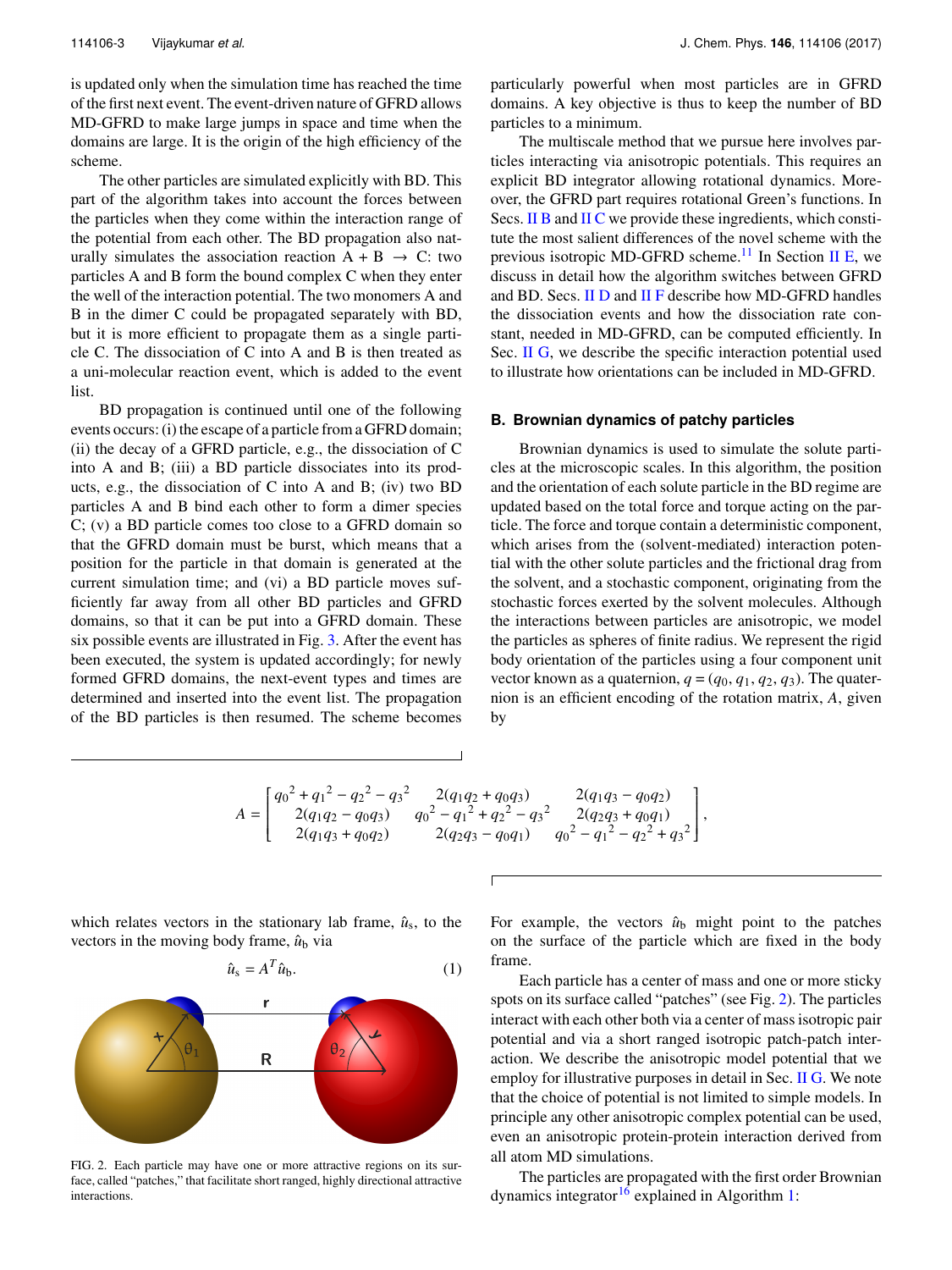is updated only when the simulation time has reached the time of the first next event. The event-driven nature of GFRD allows MD-GFRD to make large jumps in space and time when the domains are large. It is the origin of the high efficiency of the scheme.

The other particles are simulated explicitly with BD. This part of the algorithm takes into account the forces between the particles when they come within the interaction range of the potential from each other. The BD propagation also naturally simulates the association reaction A + B → C: two particles A and B form the bound complex C when they enter the well of the interaction potential. The two monomers A and B in the dimer C could be propagated separately with BD, but it is more efficient to propagate them as a single particle C. The dissociation of C into A and B is then treated as a uni-molecular reaction event, which is added to the event list.

BD propagation is continued until one of the following events occurs: (i) the escape of a particle from a GFRD domain; (ii) the decay of a GFRD particle, e.g., the dissociation of C into A and B; (iii) a BD particle dissociates into its products, e.g., the dissociation of C into A and B; (iv) two BD particles A and B bind each other to form a dimer species C; (v) a BD particle comes too close to a GFRD domain so that the GFRD domain must be burst, which means that a position for the particle in that domain is generated at the current simulation time; and (vi) a BD particle moves sufficiently far away from all other BD particles and GFRD domains, so that it can be put into a GFRD domain. These six possible events are illustrated in Fig. 3. After the event has been executed, the system is updated accordingly; for newly formed GFRD domains, the next-event types and times are determined and inserted into the event list. The propagation of the BD particles is then resumed. The scheme becomes particularly powerful when most particles are in GFRD domains. A key objective is thus to keep the number of BD particles to a minimum.

The multiscale method that we pursue here involves particles interacting via anisotropic potentials. This requires an explicit BD integrator allowing rotational dynamics. Moreover, the GFRD part requires rotational Green's functions. In Secs. II B and II C we provide these ingredients, which constitute the most salient differences of the novel scheme with the previous isotropic MD-GFRD scheme.[11] In Section II E, we discuss in detail how the algorithm switches between GFRD and BD. Secs. II D and II F describe how MD-GFRD handles the dissociation events and how the dissociation rate constant, needed in MD-GFRD, can be computed efficiently. In Sec. II G, we describe the specific interaction potential used to illustrate how orientations can be included in MD-GFRD.

### B. Brownian dynamics of patchy particles

Brownian dynamics is used to simulate the solute particles at the microscopic scales. In this algorithm, the position and the orientation of each solute particle in the BD regime are updated based on the total force and torque acting on the particle. The force and torque contain a deterministic component, which arises from the (solvent-mediated) interaction potential with the other solute particles and the frictional drag from the solvent, and a stochastic component, originating from the stochastic forces exerted by the solvent molecules. Although the interactions between particles are anisotropic, we model the particles as spheres of finite radius. We represent the rigid body orientation of the particles using a four component unit vector known as a quaternion, $q = (q_0, q_1, q_2, q_3)$. The quaternion is an efficient encoding of the rotation matrix, $A$, given by

$$A = \begin{bmatrix} {q_0}^2 + {q_1}^2 - {q_2}^2 - {q_3}^2 & 2(q_1 q_2 + q_0 q_3) & 2(q_1 q_3 - q_0 q_2) \\ 2(q_1 q_2 - q_0 q_3) & {q_0}^2 - {q_1}^2 + {q_2}^2 - {q_3}^2 & 2(q_2 q_3 + q_0 q_1) \\ 2(q_1 q_3 + q_0 q_2) & 2(q_2 q_3 - q_0 q_1) & {q_0}^2 - {q_1}^2 - {q_2}^2 + {q_3}^2 \end{bmatrix},$$

which relates vectors in the stationary lab frame, $\hat{u}_s$, to the vectors in the moving body frame, $\hat{u}_b$ via

$$\hat{u}_s = A^T \hat{u}_b. \tag{1}$$

FIG. 2. Each particle may have one or more attractive regions on its surface, called "patches," that facilitate short ranged, highly directional attractive interactions.

For example, the vectors $\hat{u}_b$ might point to the patches on the surface of the particle which are fixed in the body frame.

Each particle has a center of mass and one or more sticky spots on its surface called "patches" (see Fig. 2). The particles interact with each other both via a center of mass isotropic pair potential and via a short ranged isotropic patch-patch interaction. We describe the anisotropic model potential that we employ for illustrative purposes in detail in Sec. II G. We note that the choice of potential is not limited to simple models. In principle any other anisotropic complex potential can be used, even an anisotropic protein-protein interaction derived from all atom MD simulations.

The particles are propagated with the first order Brownian dynamics integrator[16] explained in Algorithm 1: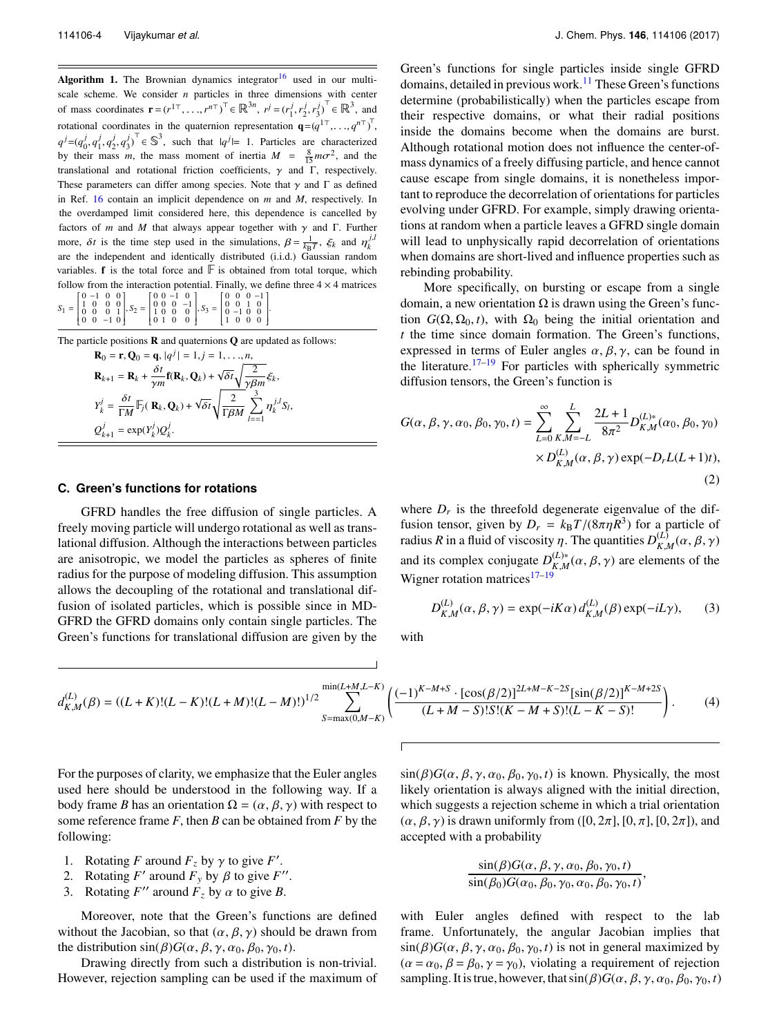**Algorithm 1.** The Brownian dynamics integrator[16] used in our multiscale scheme. We consider $n$ particles in three dimensions with center of mass coordinates $\mathbf{r} = (r^{1\top}, \ldots, r^{n\top})^\top \in \mathbb{R}^{3n}$, $r^j = (r_1^j, r_2^j, r_3^j)^\top \in \mathbb{R}^3$, and rotational coordinates in the quaternion representation $\mathbf{q} = (q^{1\top}, \ldots, q^{n\top})^\top$, $q^j = (q_0^j, q_1^j, q_2^j, q_3^j)^\top \in \mathbb{S}^3$, such that $|q^j| = 1$. Particles are characterized by their mass $m$, the mass moment of inertia $M = \frac{8}{15} m\sigma^2$, and the translational and rotational friction coefficients, $\gamma$ and $\Gamma$, respectively. These parameters can differ among species. Note that $\gamma$ and $\Gamma$ as defined in Ref. 16 contain an implicit dependence on $m$ and $M$, respectively. In the overdamped limit considered here, this dependence is cancelled by factors of $m$ and $M$ that always appear together with $\gamma$ and $\Gamma$. Furthermore, $\delta t$ is the time step used in the simulations, $\beta = \frac{1}{k_B T}$, $\xi_k$ and $\eta_k^{j,l}$ are the independent and identically distributed (i.i.d.) Gaussian random variables. $\mathbf{f}$ is the total force and $\mathbb{F}$ is obtained from total torque, which follow from the interaction potential. Finally, we define three $4 \times 4$ matrices

$$S_1 = \begin{bmatrix} 0 & -1 & 0 & 0 \\ 1 & 0 & 0 & 0 \\ 0 & 0 & 0 & 1 \\ 0 & 0 & -1 & 0 \end{bmatrix}, S_2 = \begin{bmatrix} 0 & 0 & -1 & 0 \\ 0 & 0 & 0 & -1 \\ 1 & 0 & 0 & 0 \\ 0 & 1 & 0 & 0 \end{bmatrix}, S_3 = \begin{bmatrix} 0 & 0 & 0 & -1 \\ 0 & 0 & 1 & 0 \\ 0 & -1 & 0 & 0 \\ 1 & 0 & 0 & 0 \end{bmatrix}.$$

The particle positions $\mathbf{R}$ and quaternions $\mathbf{Q}$ are updated as follows:

$$\mathbf{R}_0 = \mathbf{r}, \mathbf{Q}_0 = \mathbf{q}, |q^j| = 1, j = 1, \ldots, n,$$

$$\mathbf{R}_{k+1} = \mathbf{R}_k + \frac{\delta t}{\gamma m}\mathbf{f}(\mathbf{R}_k, \mathbf{Q}_k) + \sqrt{\delta t}\sqrt{\frac{2}{\gamma \beta m}}\xi_k,$$

$$Y_k^j = \frac{\delta t}{\Gamma M}\mathbb{F}_j(\mathbf{R}_k, \mathbf{Q}_k) + \sqrt{\delta t}\sqrt{\frac{2}{\Gamma \beta M}}\sum_{l=1}^{3}\eta_k^{j,l} S_l,$$

$$Q_{k+1}^j = \exp(Y_k^j)Q_k^j.$$

### C. Green's functions for rotations

GFRD handles the free diffusion of single particles. A freely moving particle will undergo rotational as well as translational diffusion. Although the interactions between particles are anisotropic, we model the particles as spheres of finite radius for the purpose of modeling diffusion. This assumption allows the decoupling of the rotational and translational diffusion of isolated particles, which is possible since in MD-GFRD the GFRD domains only contain single particles. The Green's functions for translational diffusion are given by the Green's functions for single particles inside single GFRD domains, detailed in previous work.[11] These Green's functions determine (probabilistically) when the particles escape from their respective domains, or what their radial positions inside the domains become when the domains are burst. Although rotational motion does not influence the center-of-mass dynamics of a freely diffusing particle, and hence cannot cause escape from single domains, it is nonetheless important to reproduce the decorrelation of orientations for particles evolving under GFRD. For example, simply drawing orientations at random when a particle leaves a GFRD single domain will lead to unphysically rapid decorrelation of orientations when domains are short-lived and influence properties such as rebinding probability.

More specifically, on bursting or escape from a single domain, a new orientation $\Omega$ is drawn using the Green's function $G(\Omega, \Omega_0, t)$, with $\Omega_0$ being the initial orientation and $t$ the time since domain formation. The Green's functions, expressed in terms of Euler angles $\alpha, \beta, \gamma$, can be found in the literature.[17–19] For particles with spherically symmetric diffusion tensors, the Green's function is

$$G(\alpha, \beta, \gamma, \alpha_0, \beta_0, \gamma_0, t) = \sum_{L=0}^{\infty}\sum_{K,M=-L}^{L}\frac{2L+1}{8\pi^2}D_{K,M}^{(L)*}(\alpha_0, \beta_0, \gamma_0) \times D_{K,M}^{(L)}(\alpha, \beta, \gamma)\exp(-D_r L(L+1)t), \tag{2}$$

where $D_r$ is the threefold degenerate eigenvalue of the diffusion tensor, given by $D_r = k_B T/(8\pi\eta R^3)$ for a particle of radius $R$ in a fluid of viscosity $\eta$. The quantities $D_{K,M}^{(L)}(\alpha, \beta, \gamma)$ and its complex conjugate $D_{K,M}^{(L)*}(\alpha, \beta, \gamma)$ are elements of the Wigner rotation matrices[17–19]

$$D_{K,M}^{(L)}(\alpha, \beta, \gamma) = \exp(-iK\alpha)\, d_{K,M}^{(L)}(\beta)\exp(-iL\gamma), \tag{3}$$

with

$$d_{K,M}^{(L)}(\beta) = ((L+K)!(L-K)!(L+M)!(L-M)!)^{1/2}\sum_{S=\max(0,M-K)}^{\min(L+M,L-K)}\left(\frac{(-1)^{K-M+S}\cdot[\cos(\beta/2)]^{2L+M-K-2S}[\sin(\beta/2)]^{K-M+2S}}{(L+M-S)!S!(K-M+S)!(L-K-S)!}\right). \tag{4}$$

For the purposes of clarity, we emphasize that the Euler angles used here should be understood in the following way. If a body frame $B$ has an orientation $\Omega = (\alpha, \beta, \gamma)$ with respect to some reference frame $F$, then $B$ can be obtained from $F$ by the following:

1. Rotating $F$ around $F_z$ by $\gamma$ to give $F'$.
2. Rotating $F'$ around $F_y$ by $\beta$ to give $F''$.
3. Rotating $F''$ around $F_z$ by $\alpha$ to give $B$.

Moreover, note that the Green's functions are defined without the Jacobian, so that $(\alpha, \beta, \gamma)$ should be drawn from the distribution $\sin(\beta)G(\alpha, \beta, \gamma, \alpha_0, \beta_0, \gamma_0, t)$.

Drawing directly from such a distribution is non-trivial. However, rejection sampling can be used if the maximum of $\sin(\beta)G(\alpha, \beta, \gamma, \alpha_0, \beta_0, \gamma_0, t)$ is known. Physically, the most likely orientation is always aligned with the initial direction, which suggests a rejection scheme in which a trial orientation $(\alpha, \beta, \gamma)$ is drawn uniformly from $([0, 2\pi], [0, \pi], [0, 2\pi])$, and accepted with a probability

$$\frac{\sin(\beta)G(\alpha, \beta, \gamma, \alpha_0, \beta_0, \gamma_0, t)}{\sin(\beta_0)G(\alpha_0, \beta_0, \gamma_0, \alpha_0, \beta_0, \gamma_0, t)},$$

with Euler angles defined with respect to the lab frame. Unfortunately, the angular Jacobian implies that $\sin(\beta)G(\alpha, \beta, \gamma, \alpha_0, \beta_0, \gamma_0, t)$ is not in general maximized by $(\alpha = \alpha_0, \beta = \beta_0, \gamma = \gamma_0)$, violating a requirement of rejection sampling. It is true, however, that $\sin(\beta)G(\alpha, \beta, \gamma, \alpha_0, \beta_0, \gamma_0, t)$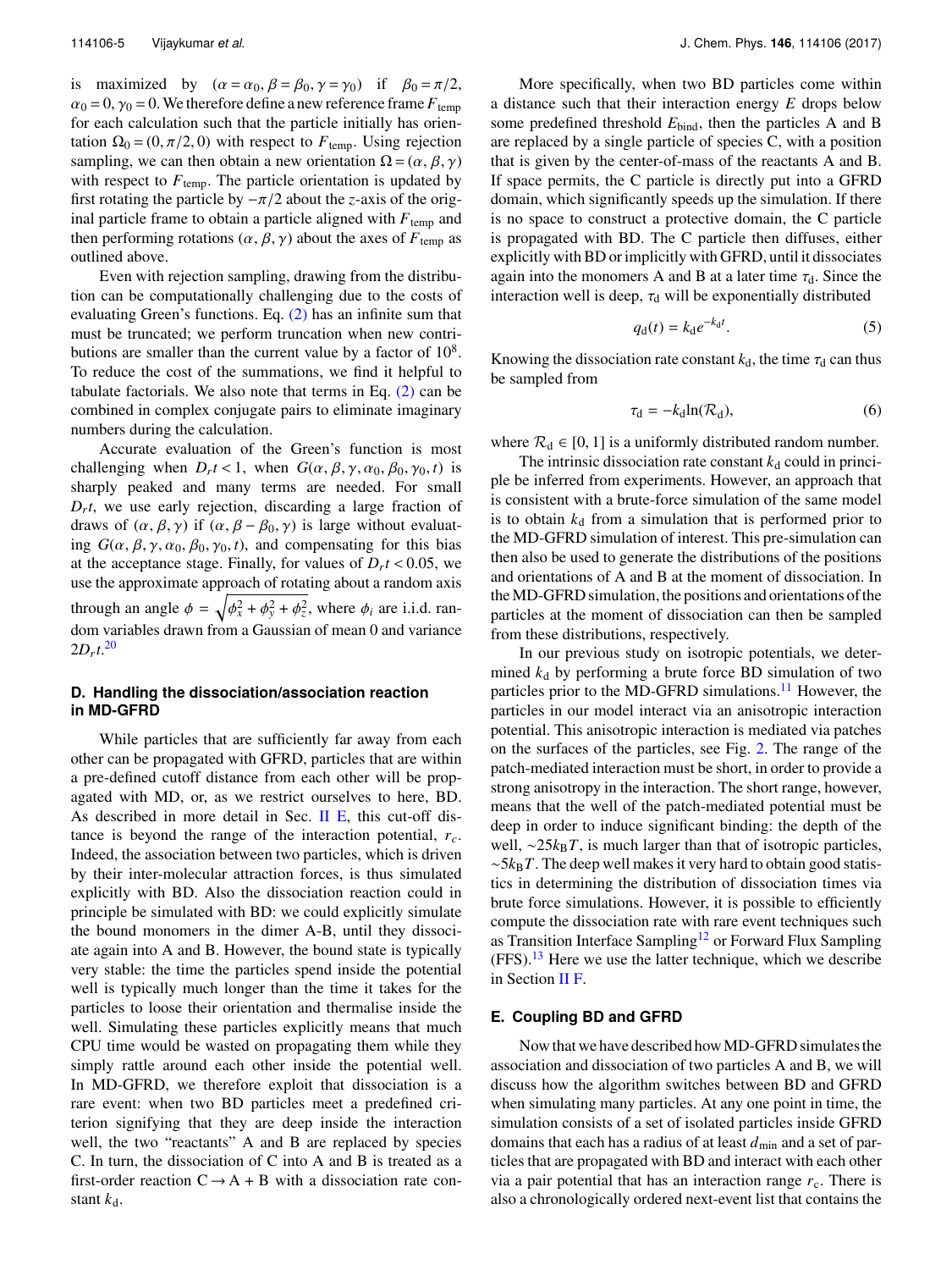is maximized by $(\alpha = \alpha_0, \beta = \beta_0, \gamma = \gamma_0)$ if $\beta_0 = \pi/2$, $\alpha_0 = 0, \gamma_0 = 0$. We therefore define a new reference frame $F_{\text{temp}}$ for each calculation such that the particle initially has orientation $\Omega_0 = (0, \pi/2, 0)$ with respect to $F_{\text{temp}}$. Using rejection sampling, we can then obtain a new orientation $\Omega = (\alpha, \beta, \gamma)$ with respect to $F_{\text{temp}}$. The particle orientation is updated by first rotating the particle by $-\pi/2$ about the $z$-axis of the original particle frame to obtain a particle aligned with $F_{\text{temp}}$ and then performing rotations $(\alpha, \beta, \gamma)$ about the axes of $F_{\text{temp}}$ as outlined above.

Even with rejection sampling, drawing from the distribution can be computationally challenging due to the costs of evaluating Green's functions. Eq. (2) has an infinite sum that must be truncated; we perform truncation when new contributions are smaller than the current value by a factor of $10^8$. To reduce the cost of the summations, we find it helpful to tabulate factorials. We also note that terms in Eq. (2) can be combined in complex conjugate pairs to eliminate imaginary numbers during the calculation.

Accurate evaluation of the Green's function is most challenging when $D_r t < 1$, when $G(\alpha, \beta, \gamma, \alpha_0, \beta_0, \gamma_0, t)$ is sharply peaked and many terms are needed. For small $D_r t$, we use early rejection, discarding a large fraction of draws of $(\alpha, \beta, \gamma)$ if $(\alpha, \beta - \beta_0, \gamma)$ is large without evaluating $G(\alpha, \beta, \gamma, \alpha_0, \beta_0, \gamma_0, t)$, and compensating for this bias at the acceptance stage. Finally, for values of $D_r t < 0.05$, we use the approximate approach of rotating about a random axis through an angle $\phi = \sqrt{\phi_x^2 + \phi_y^2 + \phi_z^2}$, where $\phi_i$ are i.i.d. random variables drawn from a Gaussian of mean 0 and variance $2D_r t$.[20]

### D. Handling the dissociation/association reaction in MD-GFRD

While particles that are sufficiently far away from each other can be propagated with GFRD, particles that are within a pre-defined cutoff distance from each other will be propagated with MD, or, as we restrict ourselves to here, BD. As described in more detail in Sec. II E, this cut-off distance is beyond the range of the interaction potential, $r_c$. Indeed, the association between two particles, which is driven by their inter-molecular attraction forces, is thus simulated explicitly with BD. Also the dissociation reaction could in principle be simulated with BD: we could explicitly simulate the bound monomers in the dimer A-B, until they dissociate again into A and B. However, the bound state is typically very stable: the time the particles spend inside the potential well is typically much longer than the time it takes for the particles to loose their orientation and thermalise inside the well. Simulating these particles explicitly means that much CPU time would be wasted on propagating them while they simply rattle around each other inside the potential well. In MD-GFRD, we therefore exploit that dissociation is a rare event: when two BD particles meet a predefined criterion signifying that they are deep inside the interaction well, the two "reactants" A and B are replaced by species C. In turn, the dissociation of C into A and B is treated as a first-order reaction $C \rightarrow A + B$ with a dissociation rate constant $k_d$.

More specifically, when two BD particles come within a distance such that their interaction energy $E$ drops below some predefined threshold $E_{\text{bind}}$, then the particles A and B are replaced by a single particle of species C, with a position that is given by the center-of-mass of the reactants A and B. If space permits, the C particle is directly put into a GFRD domain, which significantly speeds up the simulation. If there is no space to construct a protective domain, the C particle is propagated with BD. The C particle then diffuses, either explicitly with BD or implicitly with GFRD, until it dissociates again into the monomers A and B at a later time $\tau_d$. Since the interaction well is deep, $\tau_d$ will be exponentially distributed

$$q_d(t) = k_d e^{-k_d t}. \tag{5}$$

Knowing the dissociation rate constant $k_d$, the time $\tau_d$ can thus be sampled from

$$\tau_d = -k_d \ln(\mathcal{R}_d), \tag{6}$$

where $\mathcal{R}_d \in [0, 1]$ is a uniformly distributed random number.

The intrinsic dissociation rate constant $k_d$ could in principle be inferred from experiments. However, an approach that is consistent with a brute-force simulation of the same model is to obtain $k_d$ from a simulation that is performed prior to the MD-GFRD simulation of interest. This pre-simulation can then also be used to generate the distributions of the positions and orientations of A and B at the moment of dissociation. In the MD-GFRD simulation, the positions and orientations of the particles at the moment of dissociation can then be sampled from these distributions, respectively.

In our previous study on isotropic potentials, we determined $k_d$ by performing a brute force BD simulation of two particles prior to the MD-GFRD simulations.[11] However, the particles in our model interact via an anisotropic interaction potential. This anisotropic interaction is mediated via patches on the surfaces of the particles, see Fig. 2. The range of the patch-mediated interaction must be short, in order to provide a strong anisotropy in the interaction. The short range, however, means that the well of the patch-mediated potential must be deep in order to induce significant binding: the depth of the well, $\sim 25 k_B T$, is much larger than that of isotropic particles, $\sim 5 k_B T$. The deep well makes it very hard to obtain good statistics in determining the distribution of dissociation times via brute force simulations. However, it is possible to efficiently compute the dissociation rate with rare event techniques such as Transition Interface Sampling[12] or Forward Flux Sampling (FFS).[13] Here we use the latter technique, which we describe in Section II F.

### E. Coupling BD and GFRD

Now that we have described how MD-GFRD simulates the association and dissociation of two particles A and B, we will discuss how the algorithm switches between BD and GFRD when simulating many particles. At any one point in time, the simulation consists of a set of isolated particles inside GFRD domains that each has a radius of at least $d_{\min}$ and a set of particles that are propagated with BD and interact with each other via a pair potential that has an interaction range $r_c$. There is also a chronologically ordered next-event list that contains the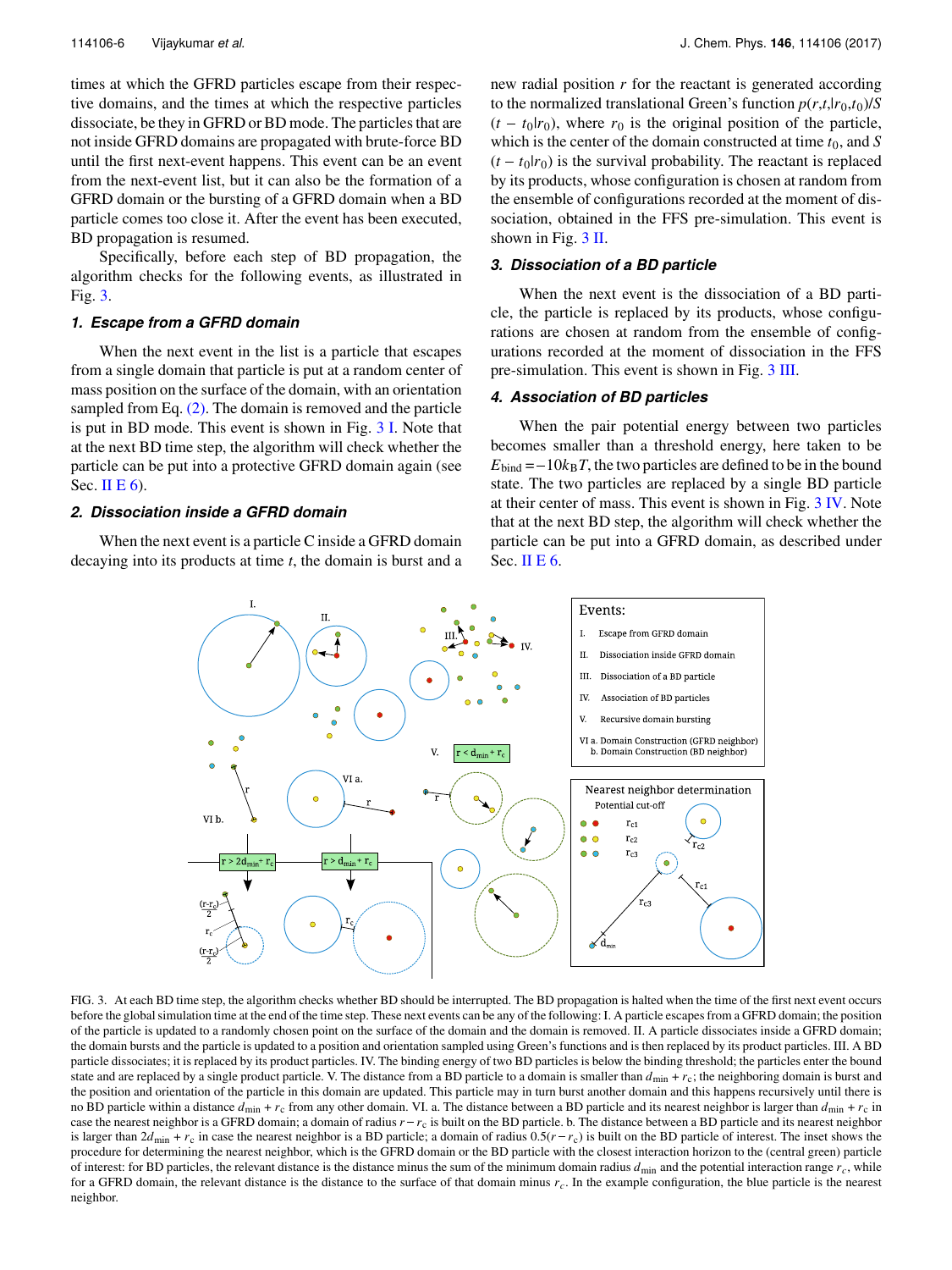times at which the GFRD particles escape from their respective domains, and the times at which the respective particles dissociate, be they in GFRD or BD mode. The particles that are not inside GFRD domains are propagated with brute-force BD until the first next-event happens. This event can be an event from the next-event list, but it can also be the formation of a GFRD domain or the bursting of a GFRD domain when a BD particle comes too close it. After the event has been executed, BD propagation is resumed.

Specifically, before each step of BD propagation, the algorithm checks for the following events, as illustrated in Fig. 3.

#### 1. Escape from a GFRD domain

When the next event in the list is a particle that escapes from a single domain that particle is put at a random center of mass position on the surface of the domain, with an orientation sampled from Eq. (2). The domain is removed and the particle is put in BD mode. This event is shown in Fig. 3 I. Note that at the next BD time step, the algorithm will check whether the particle can be put into a protective GFRD domain again (see Sec. II E 6).

#### 2. Dissociation inside a GFRD domain

When the next event is a particle C inside a GFRD domain decaying into its products at time $t$, the domain is burst and a new radial position $r$ for the reactant is generated according to the normalized translational Green's function $p(r,t,|r_0,t_0)/S(t - t_0|r_0)$, where $r_0$ is the original position of the particle, which is the center of the domain constructed at time $t_0$, and $S(t - t_0|r_0)$ is the survival probability. The reactant is replaced by its products, whose configuration is chosen at random from the ensemble of configurations recorded at the moment of dissociation, obtained in the FFS pre-simulation. This event is shown in Fig. 3 II.

#### 3. Dissociation of a BD particle

When the next event is the dissociation of a BD particle, the particle is replaced by its products, whose configurations are chosen at random from the ensemble of configurations recorded at the moment of dissociation in the FFS pre-simulation. This event is shown in Fig. 3 III.

#### 4. Association of BD particles

When the pair potential energy between two particles becomes smaller than a threshold energy, here taken to be $E_{\text{bind}} = -10k_BT$, the two particles are defined to be in the bound state. The two particles are replaced by a single BD particle at their center of mass. This event is shown in Fig. 3 IV. Note that at the next BD step, the algorithm will check whether the particle can be put into a GFRD domain, as described under Sec. II E 6.

FIG. 3. At each BD time step, the algorithm checks whether BD should be interrupted. The BD propagation is halted when the time of the first next event occurs before the global simulation time at the end of the time step. These next events can be any of the following: I. A particle escapes from a GFRD domain; the position of the particle is updated to a randomly chosen point on the surface of the domain and the domain is removed. II. A particle dissociates inside a GFRD domain; the domain bursts and the particle is updated to a position and orientation sampled using Green's functions and is then replaced by its product particles. III. A BD particle dissociates; it is replaced by its product particles. IV. The binding energy of two BD particles is below the binding threshold; the particles enter the bound state and are replaced by a single product particle. V. The distance from a BD particle to a domain is smaller than $d_{\text{min}} + r_c$; the neighboring domain is burst and the position and orientation of the particle in this domain are updated. This particle may in turn burst another domain and this happens recursively until there is no BD particle within a distance $d_{\text{min}} + r_c$ from any other domain. VI. a. The distance between a BD particle and its nearest neighbor is larger than $d_{\text{min}} + r_c$ in case the nearest neighbor is a GFRD domain; a domain of radius $r - r_c$ is built on the BD particle. b. The distance between a BD particle and its nearest neighbor is larger than $2d_{\text{min}} + r_c$ in case the nearest neighbor is a BD particle; a domain of radius $0.5(r - r_c)$ is built on the BD particle of interest. The inset shows the procedure for determining the nearest neighbor, which is the GFRD domain or the BD particle with the closest interaction horizon to the (central green) particle of interest: for BD particles, the relevant distance is the distance minus the sum of the minimum domain radius $d_{\text{min}}$ and the potential interaction range $r_c$, while for a GFRD domain, the relevant distance is the distance to the surface of that domain minus $r_c$. In the example configuration, the blue particle is the nearest neighbor.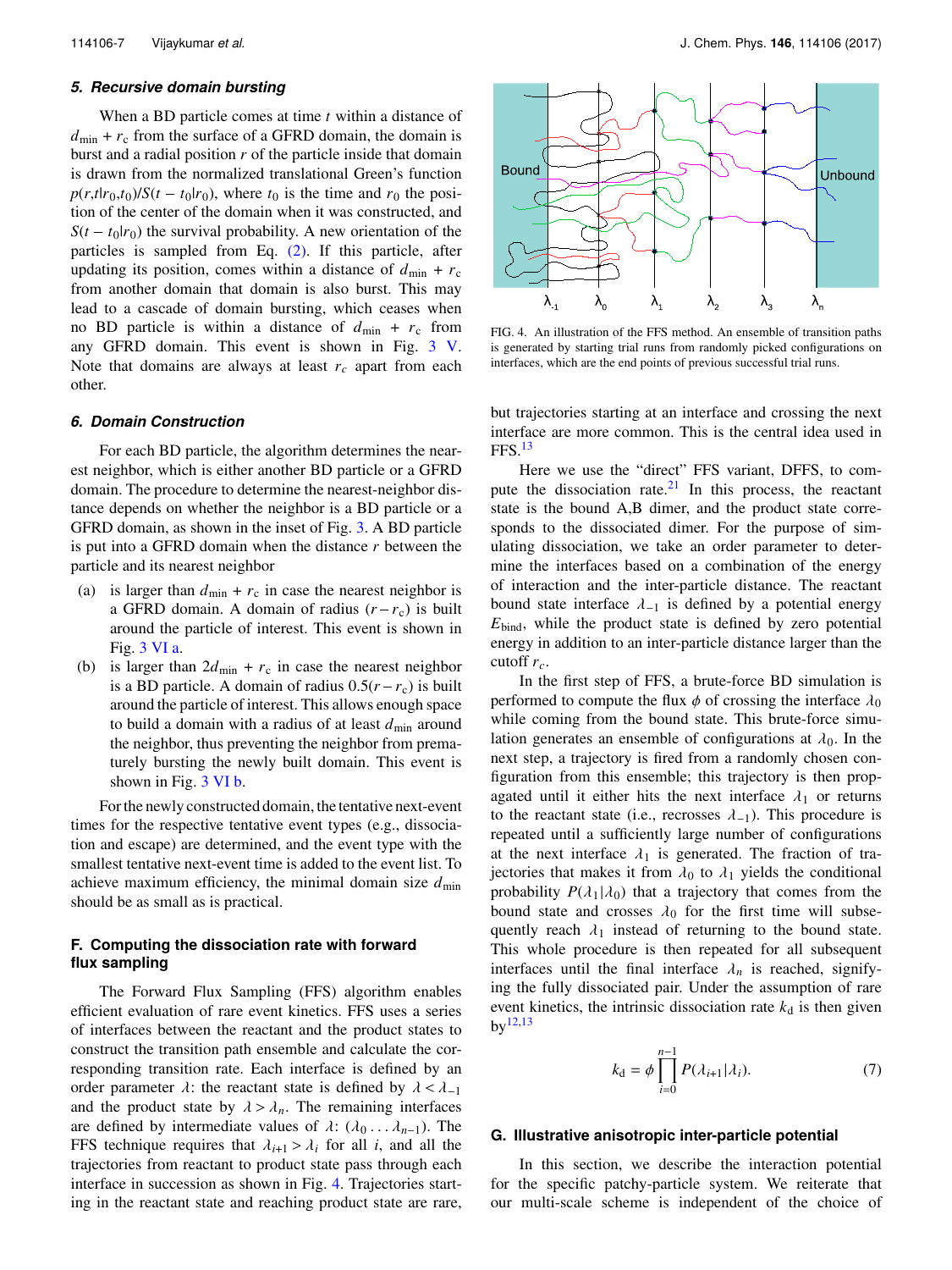### 5. Recursive domain bursting

When a BD particle comes at time $t$ within a distance of $d_{\min} + r_c$ from the surface of a GFRD domain, the domain is burst and a radial position $r$ of the particle inside that domain is drawn from the normalized translational Green's function $p(r,t|r_0,t_0)/S(t - t_0|r_0)$, where $t_0$ is the time and $r_0$ the position of the center of the domain when it was constructed, and $S(t - t_0|r_0)$ the survival probability. A new orientation of the particles is sampled from Eq. (2). If this particle, after updating its position, comes within a distance of $d_{\min} + r_c$ from another domain that domain is also burst. This may lead to a cascade of domain bursting, which ceases when no BD particle is within a distance of $d_{\min} + r_c$ from any GFRD domain. This event is shown in Fig. 3 V. Note that domains are always at least $r_c$ apart from each other.

### 6. Domain Construction

For each BD particle, the algorithm determines the nearest neighbor, which is either another BD particle or a GFRD domain. The procedure to determine the nearest-neighbor distance depends on whether the neighbor is a BD particle or a GFRD domain, as shown in the inset of Fig. 3. A BD particle is put into a GFRD domain when the distance $r$ between the particle and its nearest neighbor

(a) is larger than $d_{\min} + r_c$ in case the nearest neighbor is a GFRD domain. A domain of radius $(r - r_c)$ is built around the particle of interest. This event is shown in Fig. 3 VI a.

(b) is larger than $2d_{\min} + r_c$ in case the nearest neighbor is a BD particle. A domain of radius $0.5(r - r_c)$ is built around the particle of interest. This allows enough space to build a domain with a radius of at least $d_{\min}$ around the neighbor, thus preventing the neighbor from prematurely bursting the newly built domain. This event is shown in Fig. 3 VI b.

For the newly constructed domain, the tentative next-event times for the respective tentative event types (e.g., dissociation and escape) are determined, and the event type with the smallest tentative next-event time is added to the event list. To achieve maximum efficiency, the minimal domain size $d_{\min}$ should be as small as is practical.

## F. Computing the dissociation rate with forward flux sampling

The Forward Flux Sampling (FFS) algorithm enables efficient evaluation of rare event kinetics. FFS uses a series of interfaces between the reactant and the product states to construct the transition path ensemble and calculate the corresponding transition rate. Each interface is defined by an order parameter $\lambda$: the reactant state is defined by $\lambda < \lambda_{-1}$ and the product state by $\lambda > \lambda_n$. The remaining interfaces are defined by intermediate values of $\lambda$: $(\lambda_0 \ldots \lambda_{n-1})$. The FFS technique requires that $\lambda_{i+1} > \lambda_i$ for all $i$, and all the trajectories from reactant to product state pass through each interface in succession as shown in Fig. 4. Trajectories starting in the reactant state and reaching product state are rare, but trajectories starting at an interface and crossing the next interface are more common. This is the central idea used in FFS.[13]

FIG. 4. An illustration of the FFS method. An ensemble of transition paths is generated by starting trial runs from randomly picked configurations on interfaces, which are the end points of previous successful trial runs.

Here we use the "direct" FFS variant, DFFS, to compute the dissociation rate.[21] In this process, the reactant state is the bound A,B dimer, and the product state corresponds to the dissociated dimer. For the purpose of simulating dissociation, we take an order parameter to determine the interfaces based on a combination of the energy of interaction and the inter-particle distance. The reactant bound state interface $\lambda_{-1}$ is defined by a potential energy $E_{\text{bind}}$, while the product state is defined by zero potential energy in addition to an inter-particle distance larger than the cutoff $r_c$.

In the first step of FFS, a brute-force BD simulation is performed to compute the flux $\phi$ of crossing the interface $\lambda_0$ while coming from the bound state. This brute-force simulation generates an ensemble of configurations at $\lambda_0$. In the next step, a trajectory is fired from a randomly chosen configuration from this ensemble; this trajectory is then propagated until it either hits the next interface $\lambda_1$ or returns to the reactant state (i.e., recrosses $\lambda_{-1}$). This procedure is repeated until a sufficiently large number of configurations at the next interface $\lambda_1$ is generated. The fraction of trajectories that makes it from $\lambda_0$ to $\lambda_1$ yields the conditional probability $P(\lambda_1|\lambda_0)$ that a trajectory that comes from the bound state and crosses $\lambda_0$ for the first time will subsequently reach $\lambda_1$ instead of returning to the bound state. This whole procedure is then repeated for all subsequent interfaces until the final interface $\lambda_n$ is reached, signifying the fully dissociated pair. Under the assumption of rare event kinetics, the intrinsic dissociation rate $k_d$ is then given by[12,13]

$$k_d = \phi \prod_{i=0}^{n-1} P(\lambda_{i+1}|\lambda_i). \qquad (7)$$

## G. Illustrative anisotropic inter-particle potential

In this section, we describe the interaction potential for the specific patchy-particle system. We reiterate that our multi-scale scheme is independent of the choice of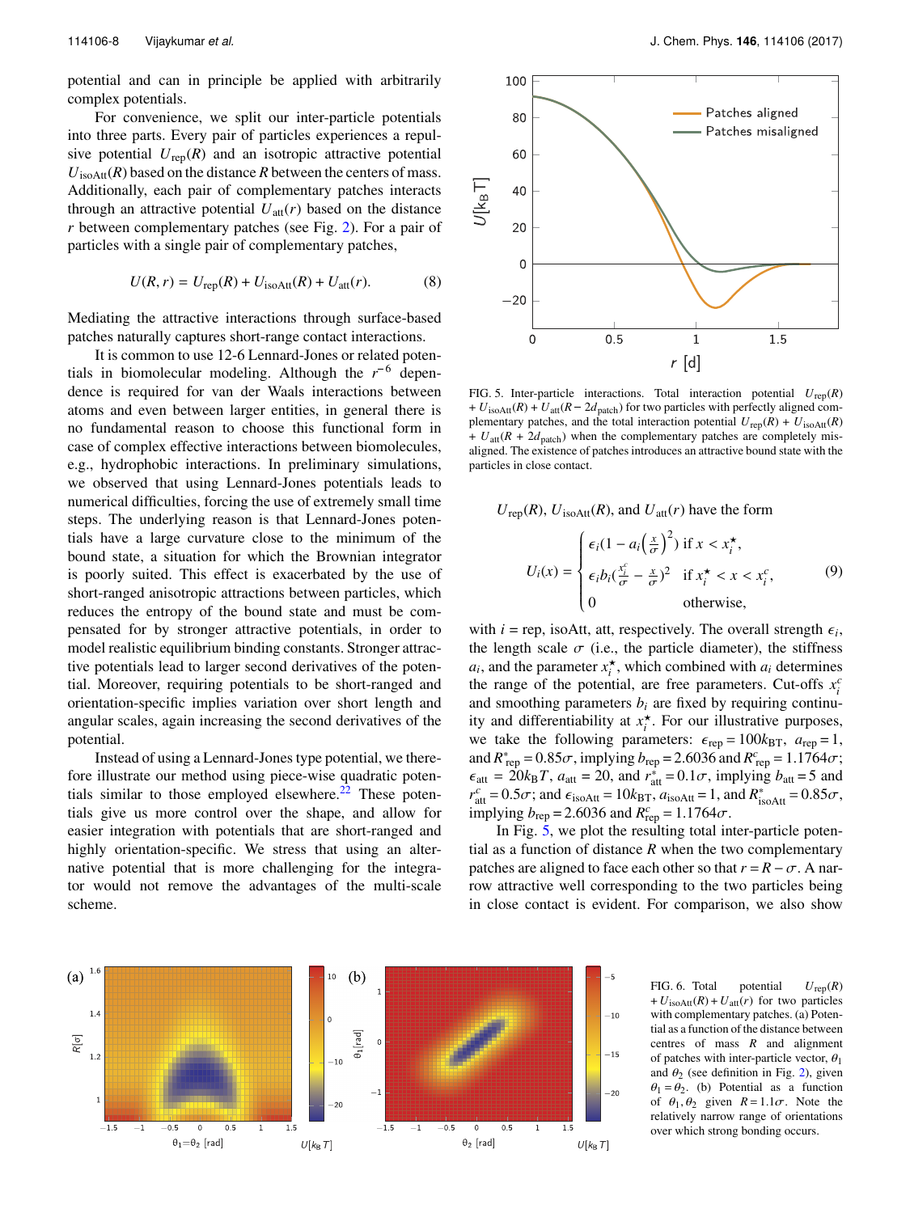potential and can in principle be applied with arbitrarily complex potentials.

For convenience, we split our inter-particle potentials into three parts. Every pair of particles experiences a repulsive potential $U_{\text{rep}}(R)$ and an isotropic attractive potential $U_{\text{isoAtt}}(R)$ based on the distance $R$ between the centers of mass. Additionally, each pair of complementary patches interacts through an attractive potential $U_{\text{att}}(r)$ based on the distance $r$ between complementary patches (see Fig. 2). For a pair of particles with a single pair of complementary patches,

$$U(R, r) = U_{\text{rep}}(R) + U_{\text{isoAtt}}(R) + U_{\text{att}}(r). \tag{8}$$

Mediating the attractive interactions through surface-based patches naturally captures short-range contact interactions.

It is common to use 12-6 Lennard-Jones or related potentials in biomolecular modeling. Although the $r^{-6}$ dependence is required for van der Waals interactions between atoms and even between larger entities, in general there is no fundamental reason to choose this functional form in case of complex effective interactions between biomolecules, e.g., hydrophobic interactions. In preliminary simulations, we observed that using Lennard-Jones potentials leads to numerical difficulties, forcing the use of extremely small time steps. The underlying reason is that Lennard-Jones potentials have a large curvature close to the minimum of the bound state, a situation for which the Brownian integrator is poorly suited. This effect is exacerbated by the use of short-ranged anisotropic attractions between particles, which reduces the entropy of the bound state and must be compensated for by stronger attractive potentials, in order to model realistic equilibrium binding constants. Stronger attractive potentials lead to larger second derivatives of the potential. Moreover, requiring potentials to be short-ranged and orientation-specific implies variation over short length and angular scales, again increasing the second derivatives of the potential.

Instead of using a Lennard-Jones type potential, we therefore illustrate our method using piece-wise quadratic potentials similar to those employed elsewhere.[22] These potentials give us more control over the shape, and allow for easier integration with potentials that are short-ranged and highly orientation-specific. We stress that using an alternative potential that is more challenging for the integrator would not remove the advantages of the multi-scale scheme.

FIG. 5. Inter-particle interactions. Total interaction potential $U_{\text{rep}}(R) + U_{\text{isoAtt}}(R) + U_{\text{att}}(R - 2d_{\text{patch}})$ for two particles with perfectly aligned complementary patches, and the total interaction potential $U_{\text{rep}}(R) + U_{\text{isoAtt}}(R) + U_{\text{att}}(R + 2d_{\text{patch}})$ when the complementary patches are completely misaligned. The existence of patches introduces an attractive bound state with the particles in close contact.

$U_{\text{rep}}(R)$, $U_{\text{isoAtt}}(R)$, and $U_{\text{att}}(r)$ have the form

$$U_i(x) = \begin{cases} \epsilon_i\left(1 - a_i\left(\frac{x}{\sigma}\right)^2\right) & \text{if } x < x_i^\star, \\ \epsilon_i b_i\left(\frac{x_i^c}{\sigma} - \frac{x}{\sigma}\right)^2 & \text{if } x_i^\star < x < x_i^c, \\ 0 & \text{otherwise,} \end{cases} \tag{9}$$

with $i$ = rep, isoAtt, att, respectively. The overall strength $\epsilon_i$, the length scale $\sigma$ (i.e., the particle diameter), the stiffness $a_i$, and the parameter $x_i^\star$, which combined with $a_i$ determines the range of the potential, are free parameters. Cut-offs $x_i^c$ and smoothing parameters $b_i$ are fixed by requiring continuity and differentiability at $x_i^\star$. For our illustrative purposes, we take the following parameters: $\epsilon_{\text{rep}} = 100k_{\text{BT}}$, $a_{\text{rep}} = 1$, and $R^*_{\text{rep}} = 0.85\sigma$, implying $b_{\text{rep}} = 2.6036$ and $R^c_{\text{rep}} = 1.1764\sigma$; $\epsilon_{\text{att}} = 20k_BT$, $a_{\text{att}} = 20$, and $r^*_{\text{att}} = 0.1\sigma$, implying $b_{\text{att}} = 5$ and $r^c_{\text{att}} = 0.5\sigma$; and $\epsilon_{\text{isoAtt}} = 10k_{\text{BT}}$, $a_{\text{isoAtt}} = 1$, and $R^*_{\text{isoAtt}} = 0.85\sigma$, implying $b_{\text{rep}} = 2.6036$ and $R^c_{\text{rep}} = 1.1764\sigma$.

In Fig. 5, we plot the resulting total inter-particle potential as a function of distance $R$ when the two complementary patches are aligned to face each other so that $r = R - \sigma$. A narrow attractive well corresponding to the two particles being in close contact is evident. For comparison, we also show

FIG. 6. Total potential $U_{\text{rep}}(R) + U_{\text{isoAtt}}(R) + U_{\text{att}}(r)$ for two particles with complementary patches. (a) Potential as a function of the distance between centres of mass $R$ and alignment of patches with inter-particle vector, $\theta_1$ and $\theta_2$ (see definition in Fig. 2), given $\theta_1 = \theta_2$. (b) Potential as a function of $\theta_1, \theta_2$ given $R = 1.1\sigma$. Note the relatively narrow range of orientations over which strong bonding occurs.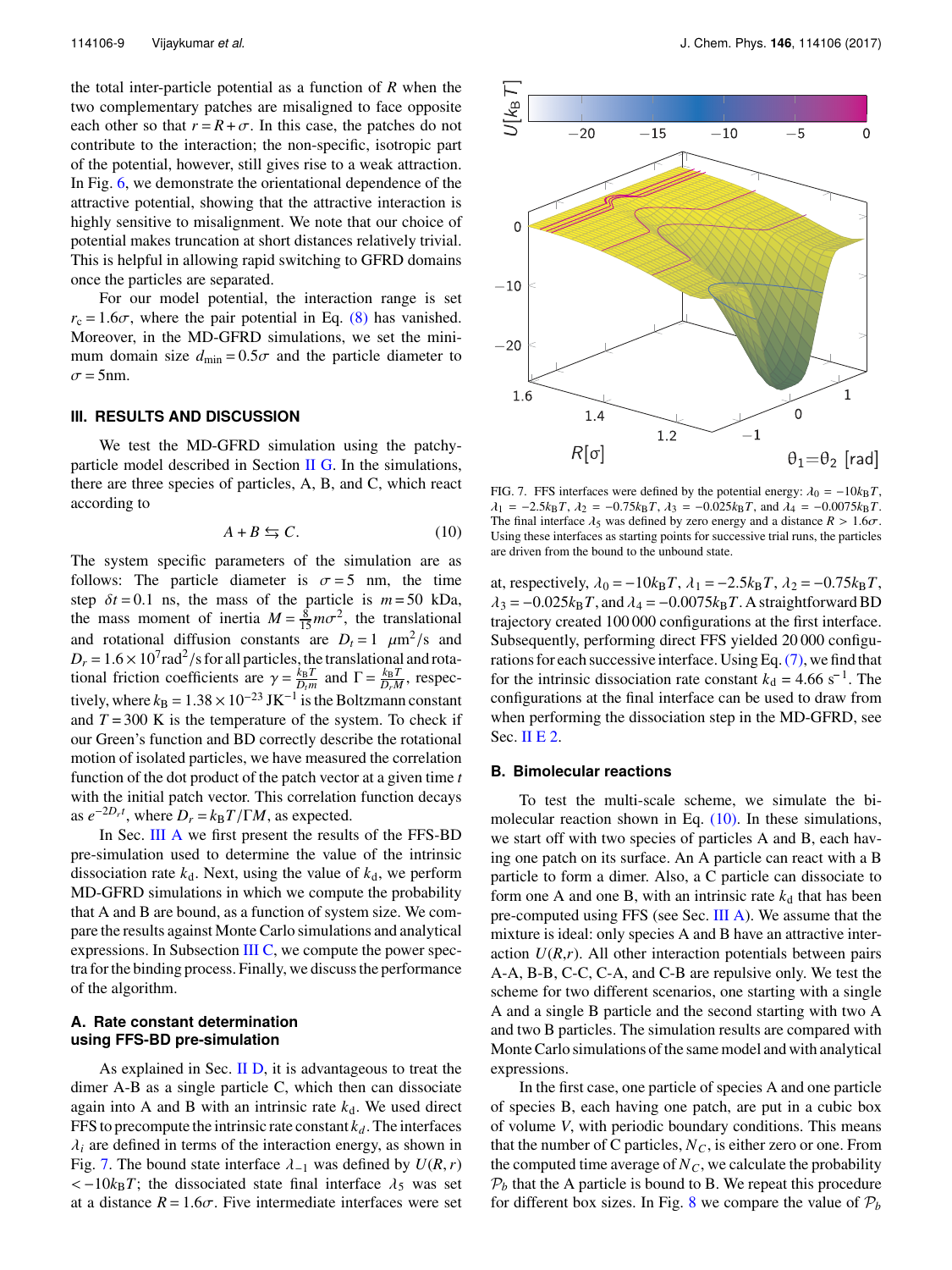the total inter-particle potential as a function of $R$ when the two complementary patches are misaligned to face opposite each other so that $r = R + \sigma$. In this case, the patches do not contribute to the interaction; the non-specific, isotropic part of the potential, however, still gives rise to a weak attraction. In Fig. 6, we demonstrate the orientational dependence of the attractive potential, showing that the attractive interaction is highly sensitive to misalignment. We note that our choice of potential makes truncation at short distances relatively trivial. This is helpful in allowing rapid switching to GFRD domains once the particles are separated.

For our model potential, the interaction range is set $r_c = 1.6\sigma$, where the pair potential in Eq. (8) has vanished. Moreover, in the MD-GFRD simulations, we set the minimum domain size $d_{min} = 0.5\sigma$ and the particle diameter to $\sigma = 5$nm.

## III. RESULTS AND DISCUSSION

We test the MD-GFRD simulation using the patchy-particle model described in Section II G. In the simulations, there are three species of particles, A, B, and C, which react according to

$$A + B \leftrightarrows C. \tag{10}$$

The system specific parameters of the simulation are as follows: The particle diameter is $\sigma = 5$ nm, the time step $\delta t = 0.1$ ns, the mass of the particle is $m = 50$ kDa, the mass moment of inertia $M = \frac{8}{15} m\sigma^2$, the translational and rotational diffusion constants are $D_t = 1$ $\mu$m$^2$/s and $D_r = 1.6 \times 10^7$rad$^2$/s for all particles, the translational and rotational friction coefficients are $\gamma = \frac{k_B T}{D_t m}$ and $\Gamma = \frac{k_B T}{D_r M}$, respectively, where $k_B = 1.38 \times 10^{-23}$ JK$^{-1}$ is the Boltzmann constant and $T = 300$ K is the temperature of the system. To check if our Green's function and BD correctly describe the rotational motion of isolated particles, we have measured the correlation function of the dot product of the patch vector at a given time $t$ with the initial patch vector. This correlation function decays as $e^{-2D_r t}$, where $D_r = k_B T/\Gamma M$, as expected.

In Sec. III A we first present the results of the FFS-BD pre-simulation used to determine the value of the intrinsic dissociation rate $k_d$. Next, using the value of $k_d$, we perform MD-GFRD simulations in which we compute the probability that A and B are bound, as a function of system size. We compare the results against Monte Carlo simulations and analytical expressions. In Subsection III C, we compute the power spectra for the binding process. Finally, we discuss the performance of the algorithm.

### A. Rate constant determination using FFS-BD pre-simulation

As explained in Sec. II D, it is advantageous to treat the dimer A-B as a single particle C, which then can dissociate again into A and B with an intrinsic rate $k_d$. We used direct FFS to precompute the intrinsic rate constant $k_d$. The interfaces $\lambda_i$ are defined in terms of the interaction energy, as shown in Fig. 7. The bound state interface $\lambda_{-1}$ was defined by $U(R, r) < -10k_BT$; the dissociated state final interface $\lambda_5$ was set at a distance $R = 1.6\sigma$. Five intermediate interfaces were set at, respectively, $\lambda_0 = -10k_BT$, $\lambda_1 = -2.5k_BT$, $\lambda_2 = -0.75k_BT$, $\lambda_3 = -0.025k_BT$, and $\lambda_4 = -0.0075k_BT$. A straightforward BD trajectory created 100 000 configurations at the first interface. Subsequently, performing direct FFS yielded 20 000 configurations for each successive interface. Using Eq. (7), we find that for the intrinsic dissociation rate constant $k_d$ = 4.66 s$^{-1}$. The configurations at the final interface can be used to draw from when performing the dissociation step in the MD-GFRD, see Sec. II E 2.

FIG. 7. FFS interfaces were defined by the potential energy: $\lambda_0 = -10k_BT$, $\lambda_1 = -2.5k_BT$, $\lambda_2 = -0.75k_BT$, $\lambda_3 = -0.025k_BT$, and $\lambda_4 = -0.0075k_BT$. The final interface $\lambda_5$ was defined by zero energy and a distance $R > 1.6\sigma$. Using these interfaces as starting points for successive trial runs, the particles are driven from the bound to the unbound state.

### B. Bimolecular reactions

To test the multi-scale scheme, we simulate the bimolecular reaction shown in Eq. (10). In these simulations, we start off with two species of particles A and B, each having one patch on its surface. An A particle can react with a B particle to form a dimer. Also, a C particle can dissociate to form one A and one B, with an intrinsic rate $k_d$ that has been pre-computed using FFS (see Sec. III A). We assume that the mixture is ideal: only species A and B have an attractive interaction $U(R,r)$. All other interaction potentials between pairs A-A, B-B, C-C, C-A, and C-B are repulsive only. We test the scheme for two different scenarios, one starting with a single A and a single B particle and the second starting with two A and two B particles. The simulation results are compared with Monte Carlo simulations of the same model and with analytical expressions.

In the first case, one particle of species A and one particle of species B, each having one patch, are put in a cubic box of volume $V$, with periodic boundary conditions. This means that the number of C particles, $N_C$, is either zero or one. From the computed time average of $N_C$, we calculate the probability $\mathcal{P}_b$ that the A particle is bound to B. We repeat this procedure for different box sizes. In Fig. 8 we compare the value of $\mathcal{P}_b$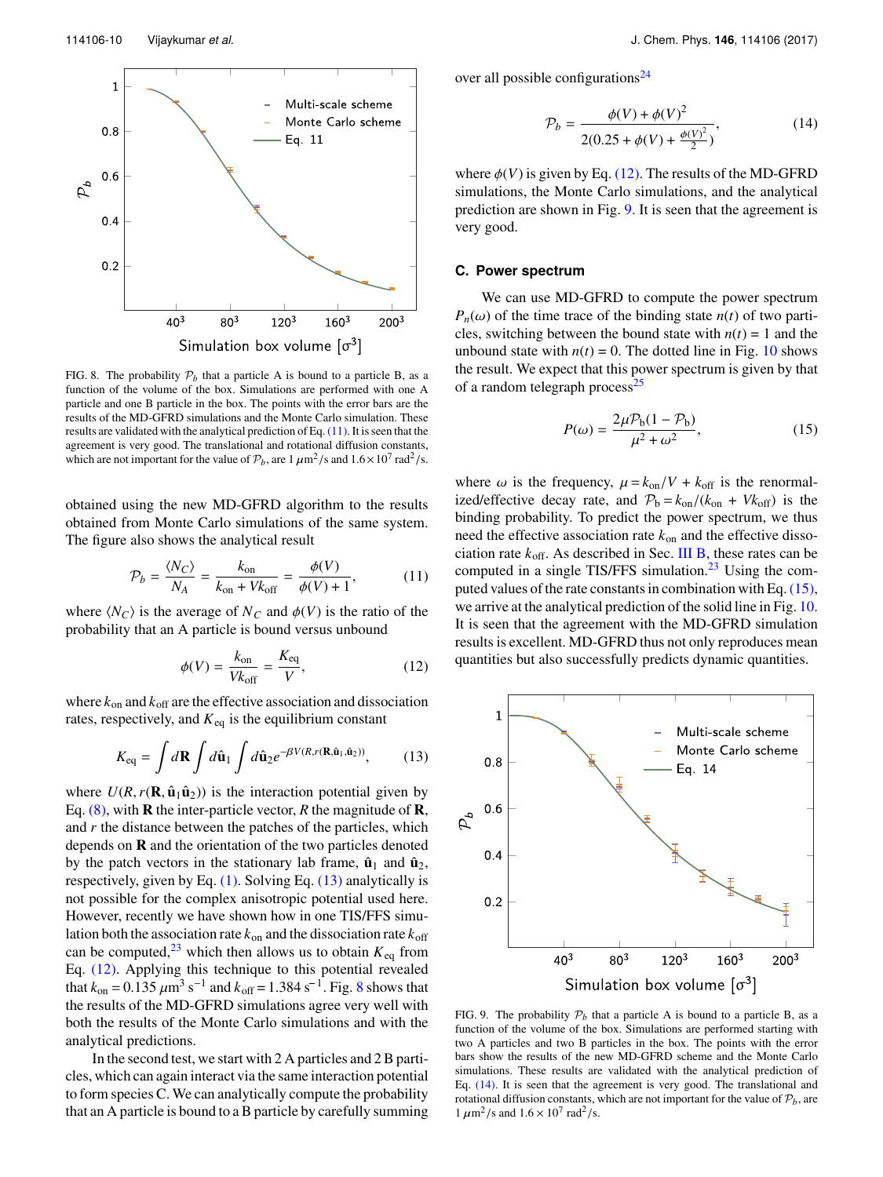FIG. 8. The probability $\mathcal{P}_b$ that a particle A is bound to a particle B, as a function of the volume of the box. Simulations are performed with one A particle and one B particle in the box. The points with the error bars are the results of the MD-GFRD simulations and the Monte Carlo simulation. These results are validated with the analytical prediction of Eq. (11). It is seen that the agreement is very good. The translational and rotational diffusion constants, which are not important for the value of $\mathcal{P}_b$, are 1 $\mu$m$^2$/s and $1.6 \times 10^7$ rad$^2$/s.

obtained using the new MD-GFRD algorithm to the results obtained from Monte Carlo simulations of the same system. The figure also shows the analytical result

$$\mathcal{P}_b = \frac{\langle N_C \rangle}{N_A} = \frac{k_{\text{on}}}{k_{\text{on}} + V k_{\text{off}}} = \frac{\phi(V)}{\phi(V) + 1}, \tag{11}$$

where $\langle N_C \rangle$ is the average of $N_C$ and $\phi(V)$ is the ratio of the probability that an A particle is bound versus unbound

$$\phi(V) = \frac{k_{\text{on}}}{V k_{\text{off}}} = \frac{K_{\text{eq}}}{V}, \tag{12}$$

where $k_{\text{on}}$ and $k_{\text{off}}$ are the effective association and dissociation rates, respectively, and $K_{\text{eq}}$ is the equilibrium constant

$$K_{\text{eq}} = \int d\mathbf{R} \int d\hat{\mathbf{u}}_1 \int d\hat{\mathbf{u}}_2 e^{-\beta V(R, r(\mathbf{R}, \hat{\mathbf{u}}_1, \hat{\mathbf{u}}_2))}, \tag{13}$$

where $U(R, r(\mathbf{R}, \hat{\mathbf{u}}_1 \hat{\mathbf{u}}_2))$ is the interaction potential given by Eq. (8), with $\mathbf{R}$ the inter-particle vector, $R$ the magnitude of $\mathbf{R}$, and $r$ the distance between the patches of the particles, which depends on $\mathbf{R}$ and the orientation of the two particles denoted by the patch vectors in the stationary lab frame, $\hat{\mathbf{u}}_1$ and $\hat{\mathbf{u}}_2$, respectively, given by Eq. (1). Solving Eq. (13) analytically is not possible for the complex anisotropic potential used here. However, recently we have shown how in one TIS/FFS simulation both the association rate $k_{\text{on}}$ and the dissociation rate $k_{\text{off}}$ can be computed,[23] which then allows us to obtain $K_{\text{eq}}$ from Eq. (12). Applying this technique to this potential revealed that $k_{\text{on}} = 0.135$ $\mu$m$^3$ s$^{-1}$ and $k_{\text{off}} = 1.384$ s$^{-1}$. Fig. 8 shows that the results of the MD-GFRD simulations agree very well with both the results of the Monte Carlo simulations and with the analytical predictions.

In the second test, we start with 2 A particles and 2 B particles, which can again interact via the same interaction potential to form species C. We can analytically compute the probability that an A particle is bound to a B particle by carefully summing over all possible configurations[24]

$$\mathcal{P}_b = \frac{\phi(V) + \phi(V)^2}{2(0.25 + \phi(V) + \frac{\phi(V)^2}{2})}, \tag{14}$$

where $\phi(V)$ is given by Eq. (12). The results of the MD-GFRD simulations, the Monte Carlo simulations, and the analytical prediction are shown in Fig. 9. It is seen that the agreement is very good.

### C. Power spectrum

We can use MD-GFRD to compute the power spectrum $P_n(\omega)$ of the time trace of the binding state $n(t)$ of two particles, switching between the bound state with $n(t) = 1$ and the unbound state with $n(t) = 0$. The dotted line in Fig. 10 shows the result. We expect that this power spectrum is given by that of a random telegraph process[25]

$$P(\omega) = \frac{2\mu \mathcal{P}_b(1 - \mathcal{P}_b)}{\mu^2 + \omega^2}, \tag{15}$$

where $\omega$ is the frequency, $\mu = k_{\text{on}}/V + k_{\text{off}}$ is the renormalized/effective decay rate, and $\mathcal{P}_b = k_{\text{on}}/(k_{\text{on}} + V k_{\text{off}})$ is the binding probability. To predict the power spectrum, we thus need the effective association rate $k_{\text{on}}$ and the effective dissociation rate $k_{\text{off}}$. As described in Sec. III B, these rates can be computed in a single TIS/FFS simulation.[23] Using the computed values of the rate constants in combination with Eq. (15), we arrive at the analytical prediction of the solid line in Fig. 10. It is seen that the agreement with the MD-GFRD simulation results is excellent. MD-GFRD thus not only reproduces mean quantities but also successfully predicts dynamic quantities.

FIG. 9. The probability $\mathcal{P}_b$ that a particle A is bound to a particle B, as a function of the volume of the box. Simulations are performed starting with two A particles and two B particles in the box. The points with the error bars show the results of the new MD-GFRD scheme and the Monte Carlo simulations. These results are validated with the analytical prediction of Eq. (14). It is seen that the agreement is very good. The translational and rotational diffusion constants, which are not important for the value of $\mathcal{P}_b$, are 1 $\mu$m$^2$/s and $1.6 \times 10^7$ rad$^2$/s.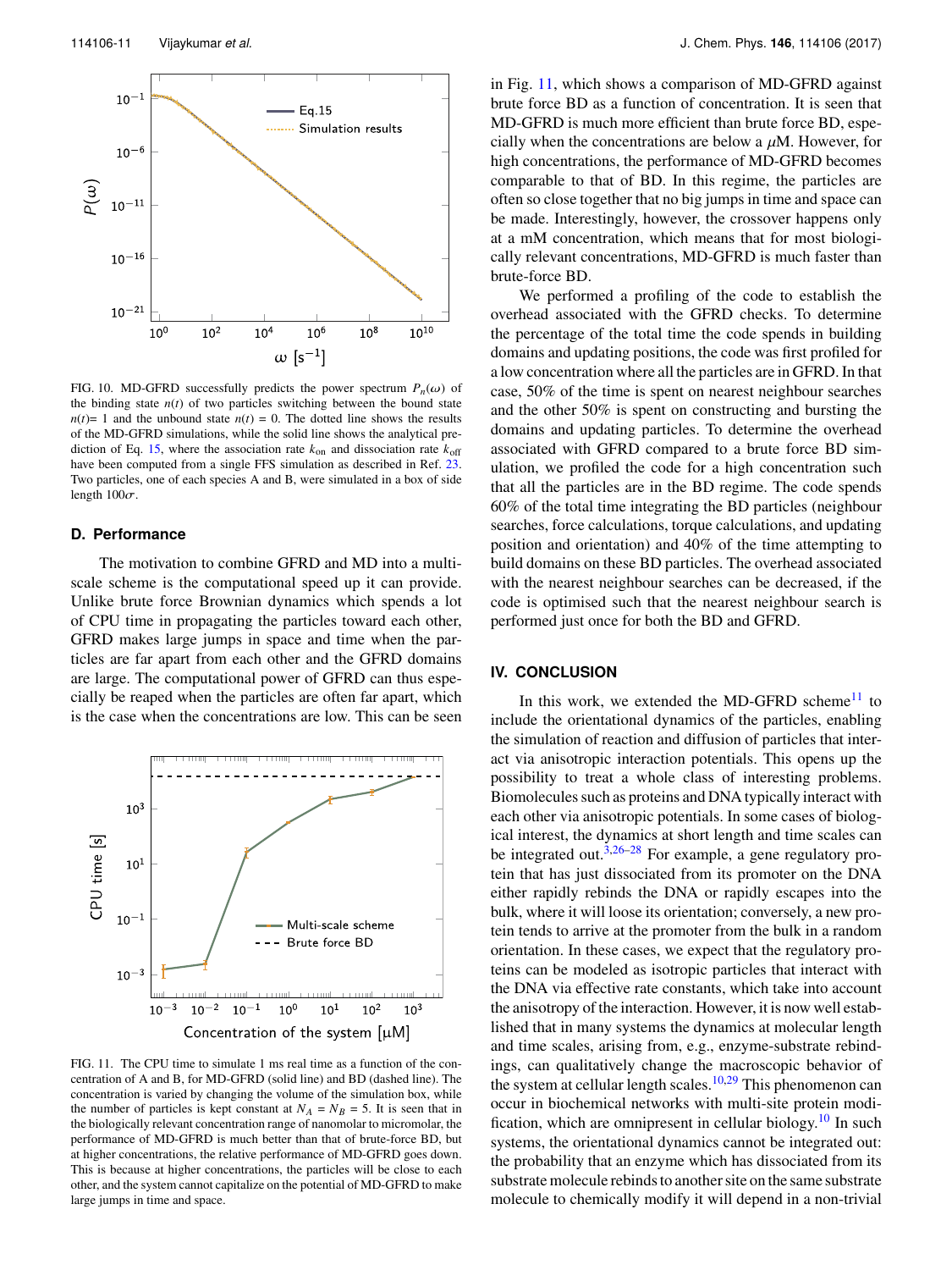FIG. 10. MD-GFRD successfully predicts the power spectrum $P_n(\omega)$ of the binding state $n(t)$ of two particles switching between the bound state $n(t)$= 1 and the unbound state $n(t)$ = 0. The dotted line shows the results of the MD-GFRD simulations, while the solid line shows the analytical prediction of Eq. 15, where the association rate $k_{\text{on}}$ and dissociation rate $k_{\text{off}}$ have been computed from a single FFS simulation as described in Ref. 23. Two particles, one of each species A and B, were simulated in a box of side length $100\sigma$.

### D. Performance

The motivation to combine GFRD and MD into a multiscale scheme is the computational speed up it can provide. Unlike brute force Brownian dynamics which spends a lot of CPU time in propagating the particles toward each other, GFRD makes large jumps in space and time when the particles are far apart from each other and the GFRD domains are large. The computational power of GFRD can thus especially be reaped when the particles are often far apart, which is the case when the concentrations are low. This can be seen in Fig. 11, which shows a comparison of MD-GFRD against brute force BD as a function of concentration. It is seen that MD-GFRD is much more efficient than brute force BD, especially when the concentrations are below a $\mu$M. However, for high concentrations, the performance of MD-GFRD becomes comparable to that of BD. In this regime, the particles are often so close together that no big jumps in time and space can be made. Interestingly, however, the crossover happens only at a mM concentration, which means that for most biologically relevant concentrations, MD-GFRD is much faster than brute-force BD.

FIG. 11. The CPU time to simulate 1 ms real time as a function of the concentration of A and B, for MD-GFRD (solid line) and BD (dashed line). The concentration is varied by changing the volume of the simulation box, while the number of particles is kept constant at $N_A = N_B = 5$. It is seen that in the biologically relevant concentration range of nanomolar to micromolar, the performance of MD-GFRD is much better than that of brute-force BD, but at higher concentrations, the relative performance of MD-GFRD goes down. This is because at higher concentrations, the particles will be close to each other, and the system cannot capitalize on the potential of MD-GFRD to make large jumps in time and space.

We performed a profiling of the code to establish the overhead associated with the GFRD checks. To determine the percentage of the total time the code spends in building domains and updating positions, the code was first profiled for a low concentration where all the particles are in GFRD. In that case, 50% of the time is spent on nearest neighbour searches and the other 50% is spent on constructing and bursting the domains and updating particles. To determine the overhead associated with GFRD compared to a brute force BD simulation, we profiled the code for a high concentration such that all the particles are in the BD regime. The code spends 60% of the total time integrating the BD particles (neighbour searches, force calculations, torque calculations, and updating position and orientation) and 40% of the time attempting to build domains on these BD particles. The overhead associated with the nearest neighbour searches can be decreased, if the code is optimised such that the nearest neighbour search is performed just once for both the BD and GFRD.

## IV. CONCLUSION

In this work, we extended the MD-GFRD scheme[11] to include the orientational dynamics of the particles, enabling the simulation of reaction and diffusion of particles that interact via anisotropic interaction potentials. This opens up the possibility to treat a whole class of interesting problems. Biomolecules such as proteins and DNA typically interact with each other via anisotropic potentials. In some cases of biological interest, the dynamics at short length and time scales can be integrated out.[3,26–28] For example, a gene regulatory protein that has just dissociated from its promoter on the DNA either rapidly rebinds the DNA or rapidly escapes into the bulk, where it will loose its orientation; conversely, a new protein tends to arrive at the promoter from the bulk in a random orientation. In these cases, we expect that the regulatory proteins can be modeled as isotropic particles that interact with the DNA via effective rate constants, which take into account the anisotropy of the interaction. However, it is now well established that in many systems the dynamics at molecular length and time scales, arising from, e.g., enzyme-substrate rebindings, can qualitatively change the macroscopic behavior of the system at cellular length scales.[10,29] This phenomenon can occur in biochemical networks with multi-site protein modification, which are omnipresent in cellular biology.[10] In such systems, the orientational dynamics cannot be integrated out: the probability that an enzyme which has dissociated from its substrate molecule rebinds to another site on the same substrate molecule to chemically modify it will depend in a non-trivial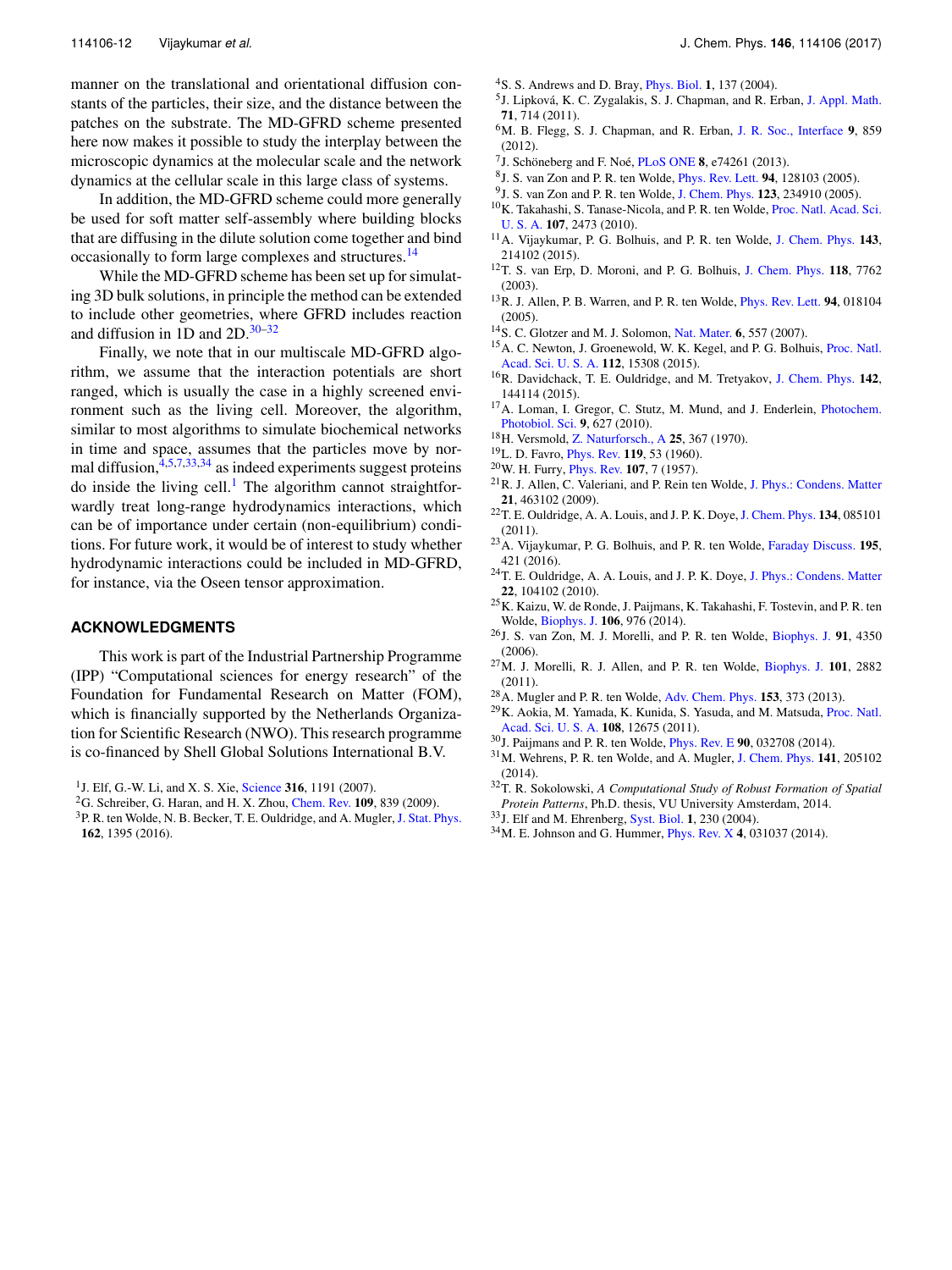manner on the translational and orientational diffusion constants of the particles, their size, and the distance between the patches on the substrate. The MD-GFRD scheme presented here now makes it possible to study the interplay between the microscopic dynamics at the molecular scale and the network dynamics at the cellular scale in this large class of systems.

In addition, the MD-GFRD scheme could more generally be used for soft matter self-assembly where building blocks that are diffusing in the dilute solution come together and bind occasionally to form large complexes and structures.[14]

While the MD-GFRD scheme has been set up for simulating 3D bulk solutions, in principle the method can be extended to include other geometries, where GFRD includes reaction and diffusion in 1D and 2D.[30–32]

Finally, we note that in our multiscale MD-GFRD algorithm, we assume that the interaction potentials are short ranged, which is usually the case in a highly screened environment such as the living cell. Moreover, the algorithm, similar to most algorithms to simulate biochemical networks in time and space, assumes that the particles move by normal diffusion,[4,5,7,33,34] as indeed experiments suggest proteins do inside the living cell.[1] The algorithm cannot straightforwardly treat long-range hydrodynamics interactions, which can be of importance under certain (non-equilibrium) conditions. For future work, it would be of interest to study whether hydrodynamic interactions could be included in MD-GFRD, for instance, via the Oseen tensor approximation.

## ACKNOWLEDGMENTS

This work is part of the Industrial Partnership Programme (IPP) "Computational sciences for energy research" of the Foundation for Fundamental Research on Matter (FOM), which is financially supported by the Netherlands Organization for Scientific Research (NWO). This research programme is co-financed by Shell Global Solutions International B.V.

[1] J. Elf, G.-W. Li, and X. S. Xie, Science **316**, 1191 (2007).
[2] G. Schreiber, G. Haran, and H. X. Zhou, Chem. Rev. **109**, 839 (2009).
[3] P. R. ten Wolde, N. B. Becker, T. E. Ouldridge, and A. Mugler, J. Stat. Phys. **162**, 1395 (2016).
[4] S. S. Andrews and D. Bray, Phys. Biol. **1**, 137 (2004).
[5] J. Lipková, K. C. Zygalakis, S. J. Chapman, and R. Erban, J. Appl. Math. **71**, 714 (2011).
[6] M. B. Flegg, S. J. Chapman, and R. Erban, J. R. Soc., Interface **9**, 859 (2012).
[7] J. Schöneberg and F. Noé, PLoS ONE **8**, e74261 (2013).
[8] J. S. van Zon and P. R. ten Wolde, Phys. Rev. Lett. **94**, 128103 (2005).
[9] J. S. van Zon and P. R. ten Wolde, J. Chem. Phys. **123**, 234910 (2005).
[10] K. Takahashi, S. Tanase-Nicola, and P. R. ten Wolde, Proc. Natl. Acad. Sci. U. S. A. **107**, 2473 (2010).
[11] A. Vijaykumar, P. G. Bolhuis, and P. R. ten Wolde, J. Chem. Phys. **143**, 214102 (2015).
[12] T. S. van Erp, D. Moroni, and P. G. Bolhuis, J. Chem. Phys. **118**, 7762 (2003).
[13] R. J. Allen, P. B. Warren, and P. R. ten Wolde, Phys. Rev. Lett. **94**, 018104 (2005).
[14] S. C. Glotzer and M. J. Solomon, Nat. Mater. **6**, 557 (2007).
[15] A. C. Newton, J. Groenewold, W. K. Kegel, and P. G. Bolhuis, Proc. Natl. Acad. Sci. U. S. A. **112**, 15308 (2015).
[16] R. Davidchack, T. E. Ouldridge, and M. Tretyakov, J. Chem. Phys. **142**, 144114 (2015).
[17] A. Loman, I. Gregor, C. Stutz, M. Mund, and J. Enderlein, Photochem. Photobiol. Sci. **9**, 627 (2010).
[18] H. Versmold, Z. Naturforsch., A **25**, 367 (1970).
[19] L. D. Favro, Phys. Rev. **119**, 53 (1960).
[20] W. H. Furry, Phys. Rev. **107**, 7 (1957).
[21] R. J. Allen, C. Valeriani, and P. Rein ten Wolde, J. Phys.: Condens. Matter **21**, 463102 (2009).
[22] T. E. Ouldridge, A. A. Louis, and J. P. K. Doye, J. Chem. Phys. **134**, 085101 (2011).
[23] A. Vijaykumar, P. G. Bolhuis, and P. R. ten Wolde, Faraday Discuss. **195**, 421 (2016).
[24] T. E. Ouldridge, A. A. Louis, and J. P. K. Doye, J. Phys.: Condens. Matter **22**, 104102 (2010).
[25] K. Kaizu, W. de Ronde, J. Paijmans, K. Takahashi, F. Tostevin, and P. R. ten Wolde, Biophys. J. **106**, 976 (2014).
[26] J. S. van Zon, M. J. Morelli, and P. R. ten Wolde, Biophys. J. **91**, 4350 (2006).
[27] M. J. Morelli, R. J. Allen, and P. R. ten Wolde, Biophys. J. **101**, 2882 (2011).
[28] A. Mugler and P. R. ten Wolde, Adv. Chem. Phys. **153**, 373 (2013).
[29] K. Aokia, M. Yamada, K. Kunida, S. Yasuda, and M. Matsuda, Proc. Natl. Acad. Sci. U. S. A. **108**, 12675 (2011).
[30] J. Paijmans and P. R. ten Wolde, Phys. Rev. E **90**, 032708 (2014).
[31] M. Wehrens, P. R. ten Wolde, and A. Mugler, J. Chem. Phys. **141**, 205102 (2014).
[32] T. R. Sokolowski, *A Computational Study of Robust Formation of Spatial Protein Patterns*, Ph.D. thesis, VU University Amsterdam, 2014.
[33] J. Elf and M. Ehrenberg, Syst. Biol. **1**, 230 (2004).
[34] M. E. Johnson and G. Hummer, Phys. Rev. X **4**, 031037 (2014).